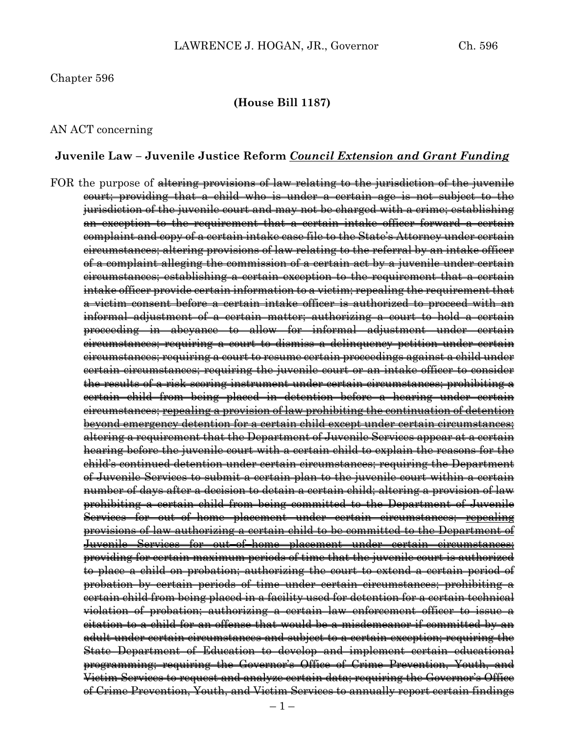Chapter 596

**(House Bill 1187)**

AN ACT concerning

**Juvenile Law – Juvenile Justice Reform <u>*Council Extension and Grant Funding*</u>**

FOR the purpose of ~~altering provisions of law relating to the jurisdiction of the juvenile court; providing that a child who is under a certain age is not subject to the jurisdiction of the juvenile court and may not be charged with a crime; establishing an exception to the requirement that a certain intake officer forward a certain complaint and copy of a certain intake case file to the State's Attorney under certain circumstances; altering provisions of law relating to the referral by an intake officer of a complaint alleging the commission of a certain act by a juvenile under certain circumstances; establishing a certain exception to the requirement that a certain intake officer provide certain information to a victim; repealing the requirement that a victim consent before a certain intake officer is authorized to proceed with an informal adjustment of a certain matter; authorizing a court to hold a certain proceeding in abeyance to allow for informal adjustment under certain circumstances; requiring a court to dismiss a delinquency petition under certain circumstances; requiring a court to resume certain proceedings against a child under certain circumstances; requiring the juvenile court or an intake officer to consider the results of a risk scoring instrument under certain circumstances; prohibiting a certain child from being placed in detention before a hearing under certain circumstances;~~ ~~<u>repealing a provision of law prohibiting the continuation of detention beyond emergency detention for a certain child except under certain circumstances;</u>~~ ~~altering a requirement that the Department of Juvenile Services appear at a certain hearing before the juvenile court with a certain child to explain the reasons for the child's continued detention under certain circumstances; requiring the Department of Juvenile Services to submit a certain plan to the juvenile court within a certain number of days after a decision to detain a certain child; altering a provision of law prohibiting a certain child from being committed to the Department of Juvenile Services for out of home placement under certain circumstances;~~ ~~<u>repealing provisions of law authorizing a certain child to be committed to the Department of Juvenile Services for out–of–home placement under certain circumstances;</u>~~ ~~providing for certain maximum periods of time that the juvenile court is authorized to place a child on probation; authorizing the court to extend a certain period of probation by certain periods of time under certain circumstances; prohibiting a certain child from being placed in a facility used for detention for a certain technical violation of probation; authorizing a certain law enforcement officer to issue a citation to a child for an offense that would be a misdemeanor if committed by an adult under certain circumstances and subject to a certain exception; requiring the State Department of Education to develop and implement certain educational programming; requiring the Governor's Office of Crime Prevention, Youth, and Victim Services to request and analyze certain data; requiring the Governor's Office of Crime Prevention, Youth, and Victim Services to annually report certain findings~~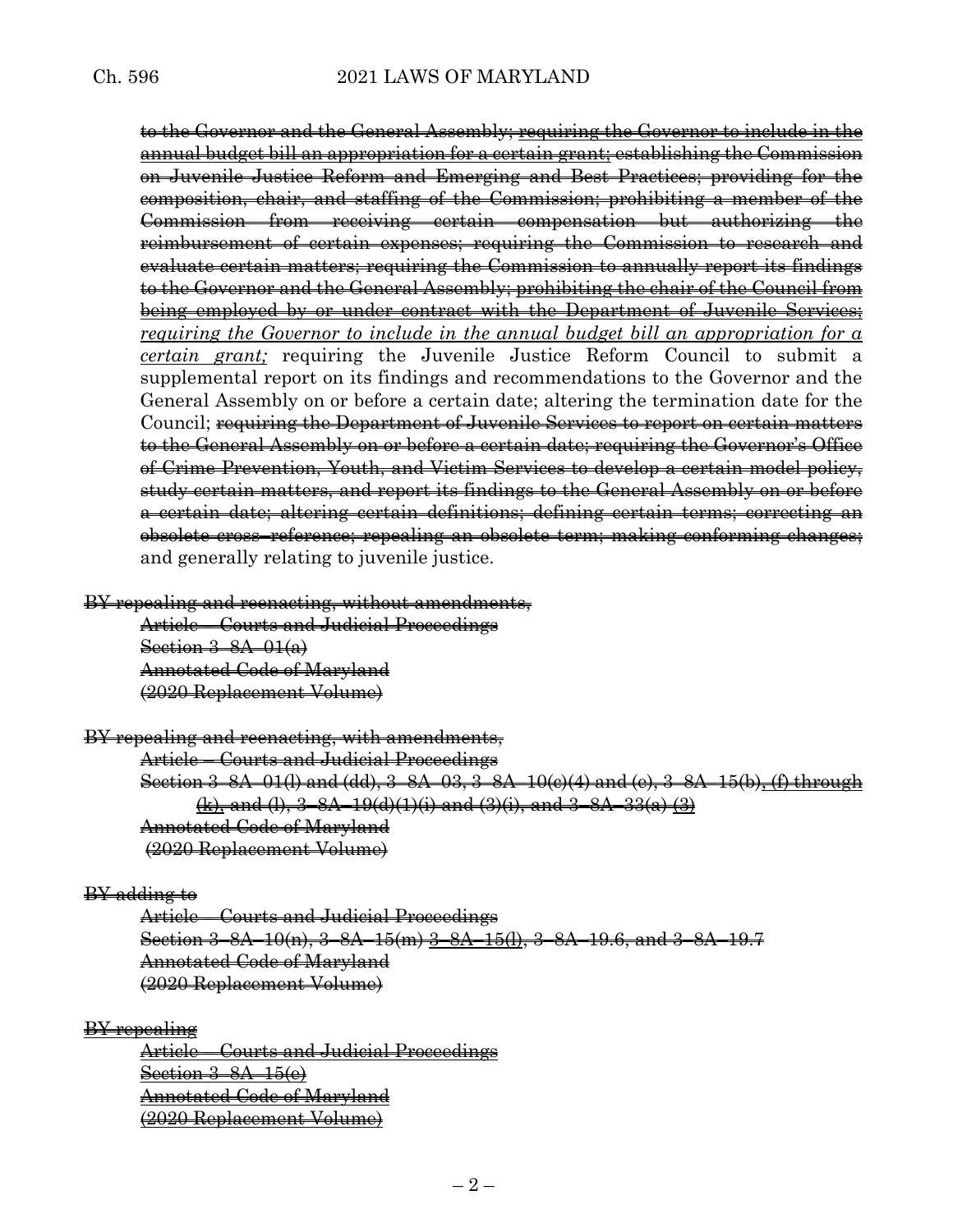~~to the Governor and the General Assembly;~~ ~~requiring the Governor to include in the annual budget bill an appropriation for a certain grant; establishing the Commission on Juvenile Justice Reform and Emerging and Best Practices; providing for the composition, chair, and staffing of the Commission; prohibiting a member of the Commission from receiving certain compensation but authorizing the reimbursement of certain expenses; requiring the Commission to research and evaluate certain matters; requiring the Commission to annually report its findings to the Governor and the General Assembly; prohibiting the chair of the Council from being employed by or under contract with the Department of Juvenile Services;~~ *requiring the Governor to include in the annual budget bill an appropriation for a certain grant;* requiring the Juvenile Justice Reform Council to submit a supplemental report on its findings and recommendations to the Governor and the General Assembly on or before a certain date; altering the termination date for the Council; ~~requiring the Department of Juvenile Services to report on certain matters to the General Assembly on or before a certain date; requiring the Governor's Office of Crime Prevention, Youth, and Victim Services to develop a certain model policy, study certain matters, and report its findings to the General Assembly on or before a certain date; altering certain definitions; defining certain terms; correcting an obsolete cross–reference; repealing an obsolete term; making conforming changes;~~ and generally relating to juvenile justice.

~~BY repealing and reenacting, without amendments,~~
~~Article – Courts and Judicial Proceedings~~
~~Section 3–8A–01(a)~~
~~Annotated Code of Maryland~~
~~(2020 Replacement Volume)~~

~~BY repealing and reenacting, with amendments,~~
~~Article – Courts and Judicial Proceedings~~
~~Section 3–8A–01(l) and (dd), 3–8A–03, 3–8A–10(c)(4) and (e), 3–8A–15(b), (f) through (k), and (l), 3–8A–19(d)(1)(i) and (3)(i), and 3–8A–33(a) (3)~~
~~Annotated Code of Maryland~~
~~(2020 Replacement Volume)~~

~~BY adding to~~
~~Article – Courts and Judicial Proceedings~~
~~Section 3–8A–10(n), 3–8A–15(m) 3–8A–15(l), 3–8A–19.6, and 3–8A–19.7~~
~~Annotated Code of Maryland~~
~~(2020 Replacement Volume)~~

~~BY repealing~~
~~Article – Courts and Judicial Proceedings~~
~~Section 3–8A–15(e)~~
~~Annotated Code of Maryland~~
~~(2020 Replacement Volume)~~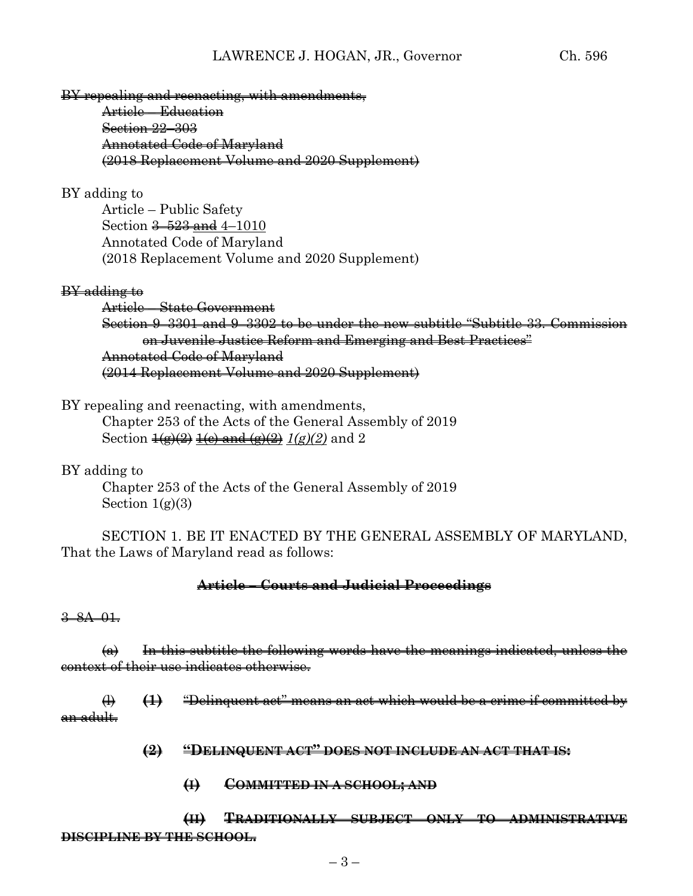~~BY repealing and reenacting, with amendments,~~
~~Article – Education~~
~~Section 22–303~~
~~Annotated Code of Maryland~~
~~(2018 Replacement Volume and 2020 Supplement)~~

BY adding to
Article – Public Safety
Section ~~3–523 and~~ 4–1010
Annotated Code of Maryland
(2018 Replacement Volume and 2020 Supplement)

~~BY adding to~~
~~Article – State Government~~
~~Section 9–3301 and 9–3302 to be under the new subtitle "Subtitle 33. Commission on Juvenile Justice Reform and Emerging and Best Practices"~~
~~Annotated Code of Maryland~~
~~(2014 Replacement Volume and 2020 Supplement)~~

BY repealing and reenacting, with amendments,
Chapter 253 of the Acts of the General Assembly of 2019
Section ~~1(g)(2)~~ ~~1(e) and (g)(2)~~ *1(g)(2)* and 2

BY adding to
Chapter 253 of the Acts of the General Assembly of 2019
Section 1(g)(3)

SECTION 1. BE IT ENACTED BY THE GENERAL ASSEMBLY OF MARYLAND, That the Laws of Maryland read as follows:

**~~Article – Courts and Judicial Proceedings~~**

~~3–8A–01.~~

~~(a) In this subtitle the following words have the meanings indicated, unless the context of their use indicates otherwise.~~

~~(l)~~ **~~(1)~~** ~~"Delinquent act" means an act which would be a crime if committed by an adult.~~

**~~(2) "DELINQUENT ACT" DOES NOT INCLUDE AN ACT THAT IS:~~**

**~~(I) COMMITTED IN A SCHOOL; AND~~**

**~~(II) TRADITIONALLY SUBJECT ONLY TO ADMINISTRATIVE DISCIPLINE BY THE SCHOOL.~~**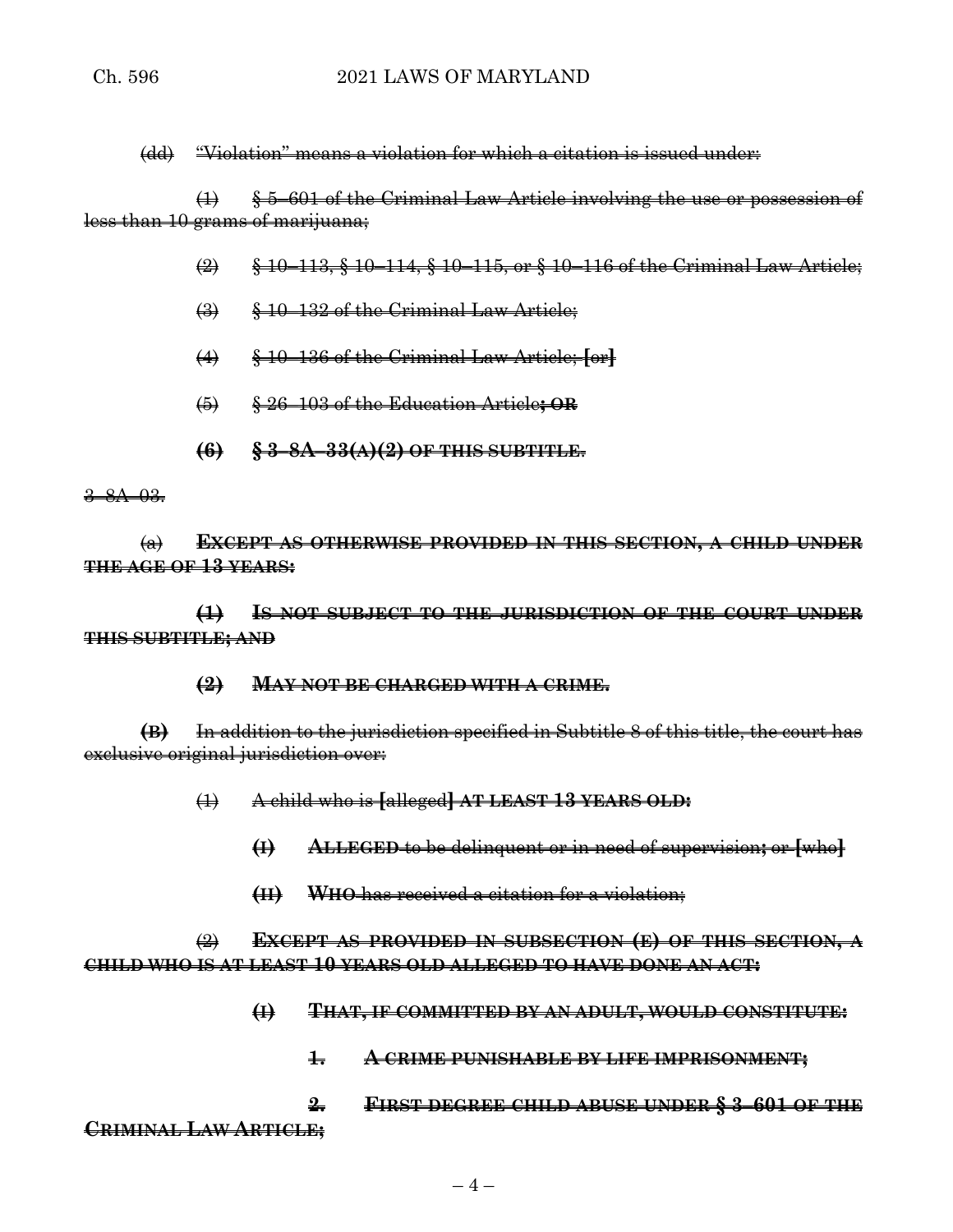~~(dd) "Violation" means a violation for which a citation is issued under:~~

~~(1) § 5–601 of the Criminal Law Article involving the use or possession of less than 10 grams of marijuana;~~

~~(2) § 10–113, § 10–114, § 10–115, or § 10–116 of the Criminal Law Article;~~

~~(3) § 10–132 of the Criminal Law Article;~~

~~(4) § 10–136 of the Criminal Law Article; [or]~~

~~(5) § 26–103 of the Education Article**; OR**~~

~~**(6) § 3–8A–33(A)(2) OF THIS SUBTITLE.**~~

~~3–8A–03.~~

~~(a) **EXCEPT AS OTHERWISE PROVIDED IN THIS SECTION, A CHILD UNDER THE AGE OF 13 YEARS:**~~

~~**(1) IS NOT SUBJECT TO THE JURISDICTION OF THE COURT UNDER THIS SUBTITLE; AND**~~

~~**(2) MAY NOT BE CHARGED WITH A CRIME.**~~

~~**(B)** In addition to the jurisdiction specified in Subtitle 8 of this title, the court has exclusive original jurisdiction over:~~

~~(1) A child who is [alleged] **AT LEAST 13 YEARS OLD:**~~

~~**(I) ALLEGED** to be delinquent or in need of supervision**;** or [who]~~

~~**(II) WHO** has received a citation for a violation;~~

~~(2) **EXCEPT AS PROVIDED IN SUBSECTION (E) OF THIS SECTION, A CHILD WHO IS AT LEAST 10 YEARS OLD ALLEGED TO HAVE DONE AN ACT:**~~

~~**(I) THAT, IF COMMITTED BY AN ADULT, WOULD CONSTITUTE:**~~

~~**1. A CRIME PUNISHABLE BY LIFE IMPRISONMENT;**~~

~~**2. FIRST DEGREE CHILD ABUSE UNDER § 3–601 OF THE CRIMINAL LAW ARTICLE;**~~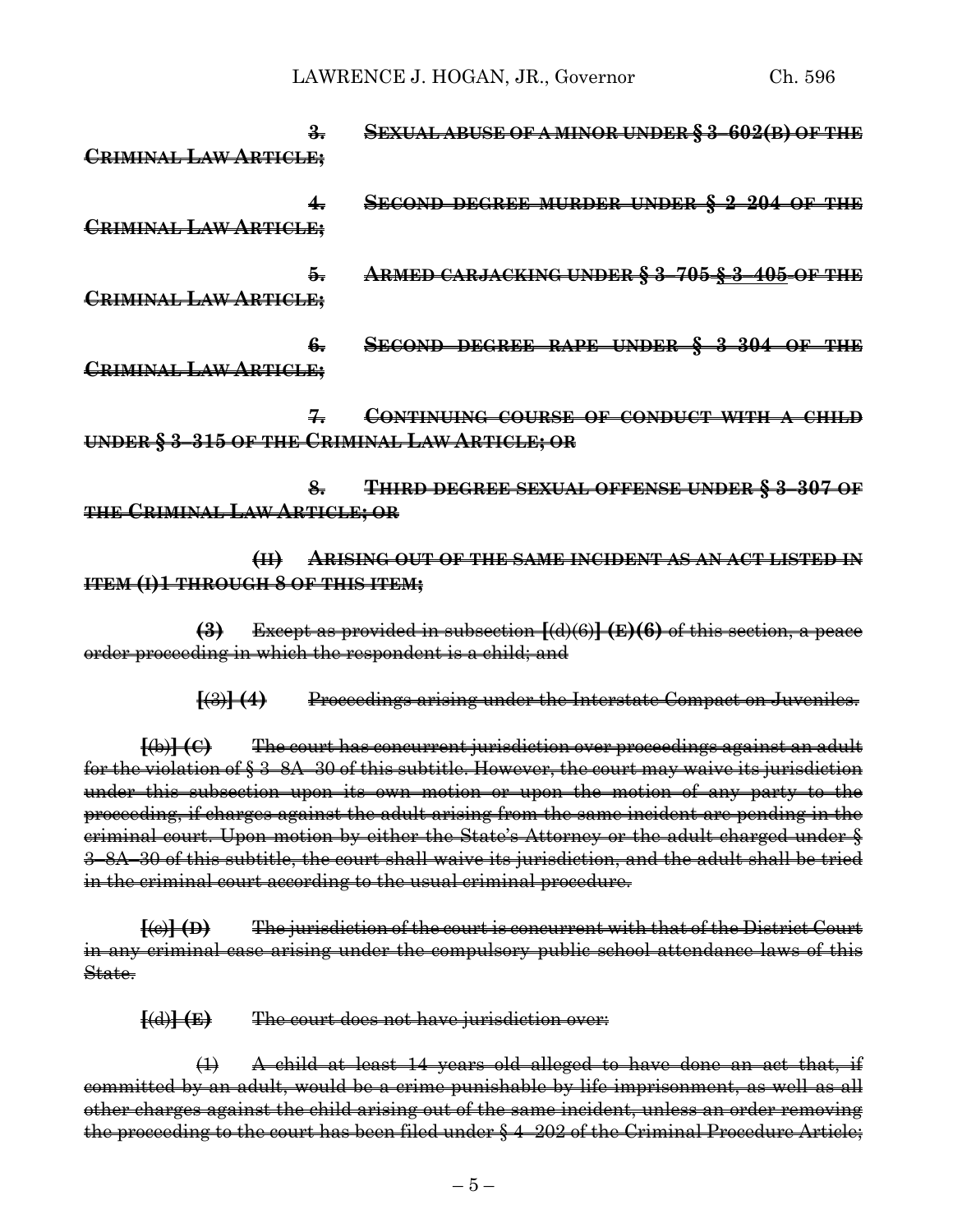3. ~~SEXUAL ABUSE OF A MINOR UNDER § 3–602(B) OF THE CRIMINAL LAW ARTICLE;~~

4. ~~SECOND DEGREE MURDER UNDER § 2–204 OF THE CRIMINAL LAW ARTICLE;~~

5. ~~ARMED CARJACKING UNDER § 3–705 § 3–405 OF THE CRIMINAL LAW ARTICLE;~~

6. ~~SECOND DEGREE RAPE UNDER § 3–304 OF THE CRIMINAL LAW ARTICLE;~~

7. ~~CONTINUING COURSE OF CONDUCT WITH A CHILD UNDER § 3–315 OF THE CRIMINAL LAW ARTICLE; OR~~

8. ~~THIRD DEGREE SEXUAL OFFENSE UNDER § 3–307 OF THE CRIMINAL LAW ARTICLE; OR~~

~~(II) ARISING OUT OF THE SAME INCIDENT AS AN ACT LISTED IN ITEM (I)1 THROUGH 8 OF THIS ITEM;~~

~~**(3)** Except as provided in subsection **[**(d)(6)**] (E)(6)** of this section, a peace order proceeding in which the respondent is a child; and~~

~~**[**(3)**] (4)** Proceedings arising under the Interstate Compact on Juveniles.~~

~~**[**(b)**] (C)** The court has concurrent jurisdiction over proceedings against an adult for the violation of § 3–8A–30 of this subtitle. However, the court may waive its jurisdiction under this subsection upon its own motion or upon the motion of any party to the proceeding, if charges against the adult arising from the same incident are pending in the criminal court. Upon motion by either the State's Attorney or the adult charged under § 3–8A–30 of this subtitle, the court shall waive its jurisdiction, and the adult shall be tried in the criminal court according to the usual criminal procedure.~~

~~**[**(c)**] (D)** The jurisdiction of the court is concurrent with that of the District Court in any criminal case arising under the compulsory public school attendance laws of this State.~~

~~**[**(d)**] (E)** The court does not have jurisdiction over:~~

~~(1) A child at least 14 years old alleged to have done an act that, if committed by an adult, would be a crime punishable by life imprisonment, as well as all other charges against the child arising out of the same incident, unless an order removing the proceeding to the court has been filed under § 4–202 of the Criminal Procedure Article;~~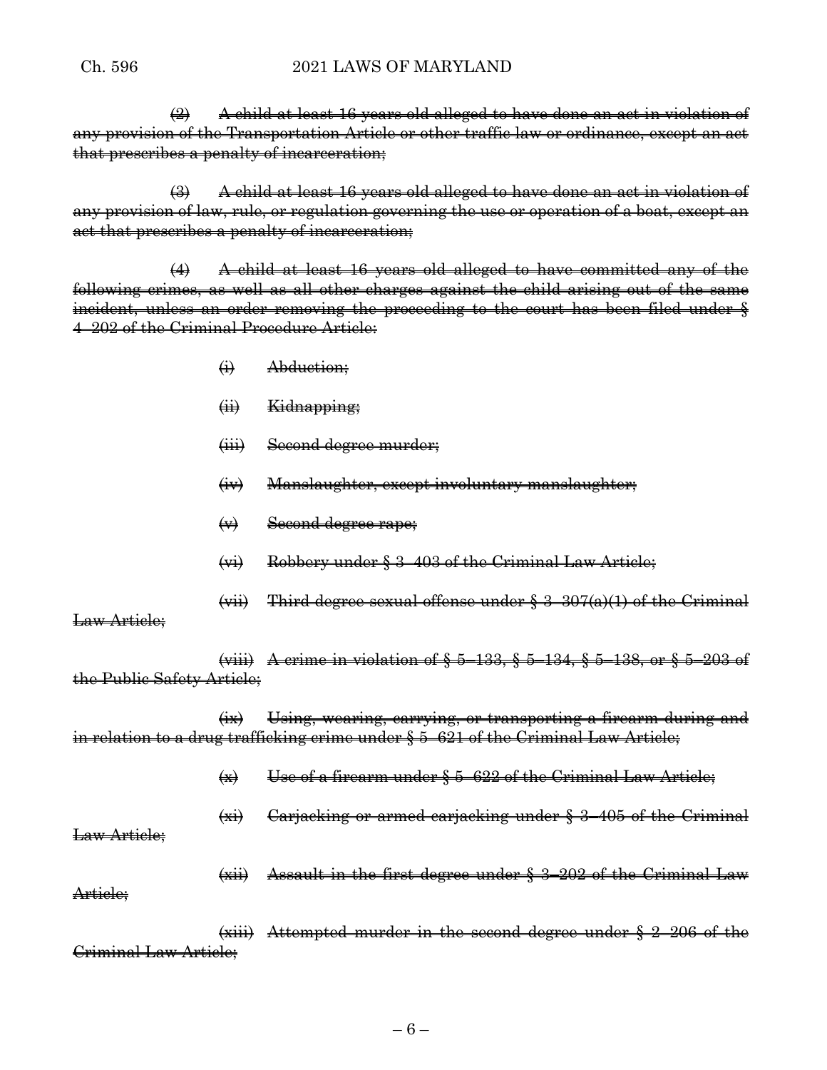~~(2) A child at least 16 years old alleged to have done an act in violation of any provision of the Transportation Article or other traffic law or ordinance, except an act that prescribes a penalty of incarceration;~~

~~(3) A child at least 16 years old alleged to have done an act in violation of any provision of law, rule, or regulation governing the use or operation of a boat, except an act that prescribes a penalty of incarceration;~~

~~(4) A child at least 16 years old alleged to have committed any of the following crimes, as well as all other charges against the child arising out of the same incident, unless an order removing the proceeding to the court has been filed under § 4–202 of the Criminal Procedure Article:~~

~~(i) Abduction;~~

~~(ii) Kidnapping;~~

~~(iii) Second degree murder;~~

~~(iv) Manslaughter, except involuntary manslaughter;~~

~~(v) Second degree rape;~~

~~(vi) Robbery under § 3–403 of the Criminal Law Article;~~

~~(vii) Third degree sexual offense under § 3–307(a)(1) of the Criminal Law Article;~~

~~(viii) A crime in violation of § 5–133, § 5–134, § 5–138, or § 5–203 of the Public Safety Article;~~

~~(ix) Using, wearing, carrying, or transporting a firearm during and in relation to a drug trafficking crime under § 5–621 of the Criminal Law Article;~~

~~(x) Use of a firearm under § 5–622 of the Criminal Law Article;~~

~~(xi) Carjacking or armed carjacking under § 3–405 of the Criminal Law Article;~~

~~(xii) Assault in the first degree under § 3–202 of the Criminal Law Article;~~

~~(xiii) Attempted murder in the second degree under § 2–206 of the Criminal Law Article;~~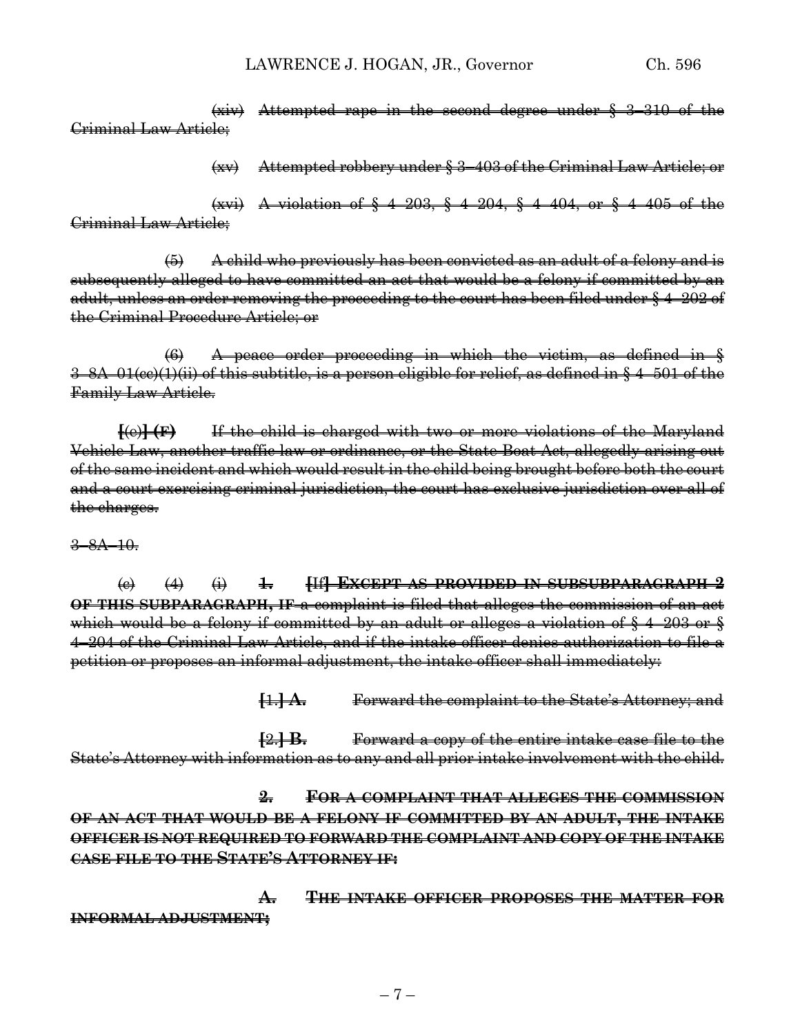(xiv) Attempted rape in the second degree under § 3–310 of the Criminal Law Article;

(xv) Attempted robbery under § 3–403 of the Criminal Law Article; or

(xvi) A violation of § 4–203, § 4–204, § 4–404, or § 4–405 of the Criminal Law Article;

(5) A child who previously has been convicted as an adult of a felony and is subsequently alleged to have committed an act that would be a felony if committed by an adult, unless an order removing the proceeding to the court has been filed under § 4–202 of the Criminal Procedure Article; or

(6) A peace order proceeding in which the victim, as defined in § 3–8A–01(cc)(1)(ii) of this subtitle, is a person eligible for relief, as defined in § 4–501 of the Family Law Article.

**[**(e)**] (F)** If the child is charged with two or more violations of the Maryland Vehicle Law, another traffic law or ordinance, or the State Boat Act, allegedly arising out of the same incident and which would result in the child being brought before both the court and a court exercising criminal jurisdiction, the court has exclusive jurisdiction over all of the charges.

3–8A–10.

(c) (4) (i) **1.** **[**If**] EXCEPT AS PROVIDED IN SUBSUBPARAGRAPH 2 OF THIS SUBPARAGRAPH, IF** a complaint is filed that alleges the commission of an act which would be a felony if committed by an adult or alleges a violation of § 4–203 or § 4–204 of the Criminal Law Article, and if the intake officer denies authorization to file a petition or proposes an informal adjustment, the intake officer shall immediately:

**[**1.**] A.** Forward the complaint to the State's Attorney; and

**[**2.**] B.** Forward a copy of the entire intake case file to the State's Attorney with information as to any and all prior intake involvement with the child.

**2. FOR A COMPLAINT THAT ALLEGES THE COMMISSION OF AN ACT THAT WOULD BE A FELONY IF COMMITTED BY AN ADULT, THE INTAKE OFFICER IS NOT REQUIRED TO FORWARD THE COMPLAINT AND COPY OF THE INTAKE CASE FILE TO THE STATE'S ATTORNEY IF:**

**A. THE INTAKE OFFICER PROPOSES THE MATTER FOR INFORMAL ADJUSTMENT;**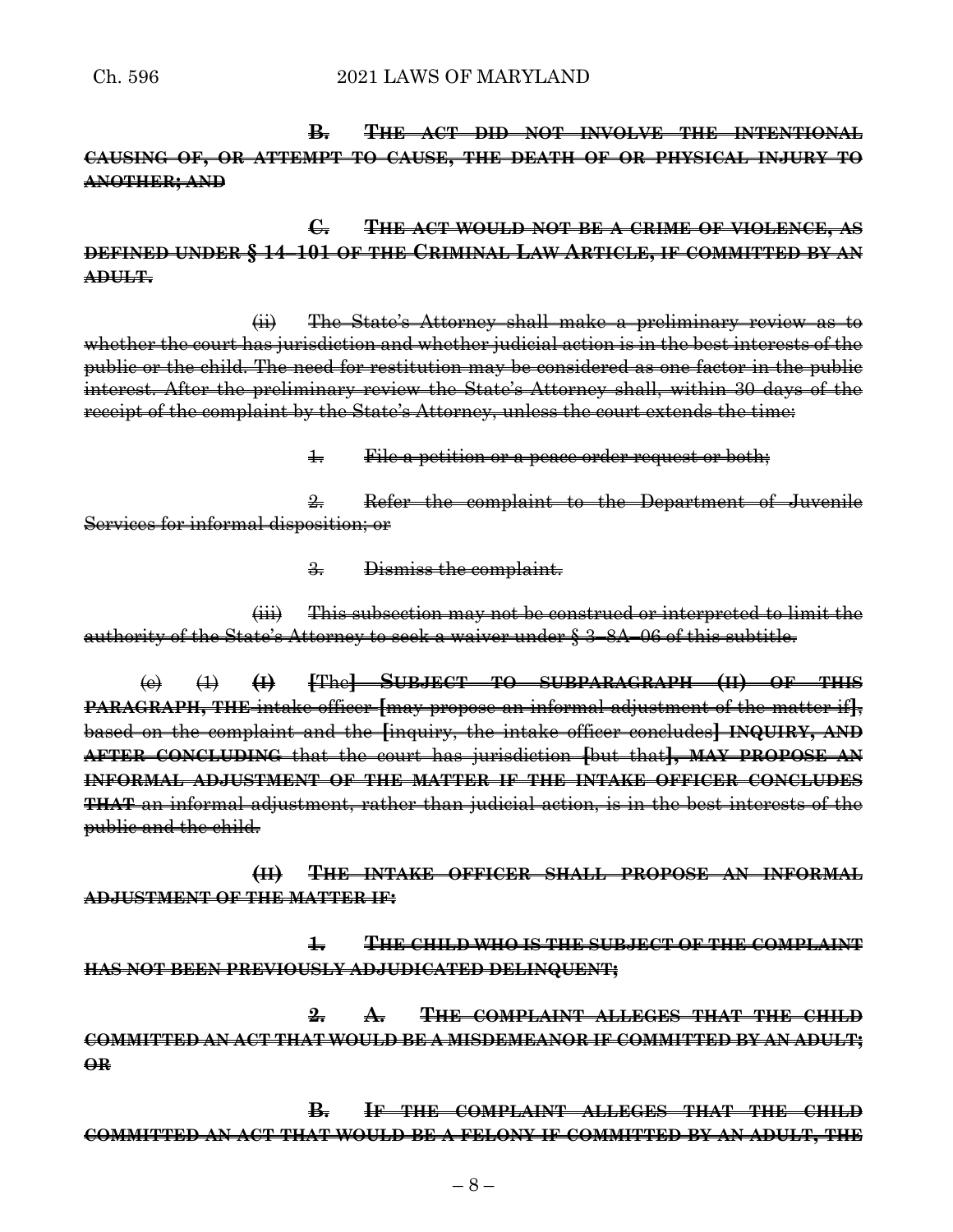~~**B. THE ACT DID NOT INVOLVE THE INTENTIONAL CAUSING OF, OR ATTEMPT TO CAUSE, THE DEATH OF OR PHYSICAL INJURY TO ANOTHER; AND**~~

~~**C. THE ACT WOULD NOT BE A CRIME OF VIOLENCE, AS DEFINED UNDER § 14–101 OF THE CRIMINAL LAW ARTICLE, IF COMMITTED BY AN ADULT.**~~

~~(ii) The State's Attorney shall make a preliminary review as to whether the court has jurisdiction and whether judicial action is in the best interests of the public or the child. The need for restitution may be considered as one factor in the public interest. After the preliminary review the State's Attorney shall, within 30 days of the receipt of the complaint by the State's Attorney, unless the court extends the time:~~

~~1. File a petition or a peace order request or both;~~

~~2. Refer the complaint to the Department of Juvenile Services for informal disposition; or~~

~~3. Dismiss the complaint.~~

~~(iii) This subsection may not be construed or interpreted to limit the authority of the State's Attorney to seek a waiver under § 3–8A–06 of this subtitle.~~

~~(e) (1) **(I) [**The**] SUBJECT TO SUBPARAGRAPH (II) OF THIS PARAGRAPH, THE** intake officer **[**may propose an informal adjustment of the matter if**]**, based on the complaint and the **[**inquiry, the intake officer concludes**] INQUIRY, AND AFTER CONCLUDING** that the court has jurisdiction **[**but that**], MAY PROPOSE AN INFORMAL ADJUSTMENT OF THE MATTER IF THE INTAKE OFFICER CONCLUDES THAT** an informal adjustment, rather than judicial action, is in the best interests of the public and the child.~~

~~**(II) THE INTAKE OFFICER SHALL PROPOSE AN INFORMAL ADJUSTMENT OF THE MATTER IF:**~~

~~**1. THE CHILD WHO IS THE SUBJECT OF THE COMPLAINT HAS NOT BEEN PREVIOUSLY ADJUDICATED DELINQUENT;**~~

~~**2. A. THE COMPLAINT ALLEGES THAT THE CHILD COMMITTED AN ACT THAT WOULD BE A MISDEMEANOR IF COMMITTED BY AN ADULT; OR**~~

~~**B. IF THE COMPLAINT ALLEGES THAT THE CHILD COMMITTED AN ACT THAT WOULD BE A FELONY IF COMMITTED BY AN ADULT, THE**~~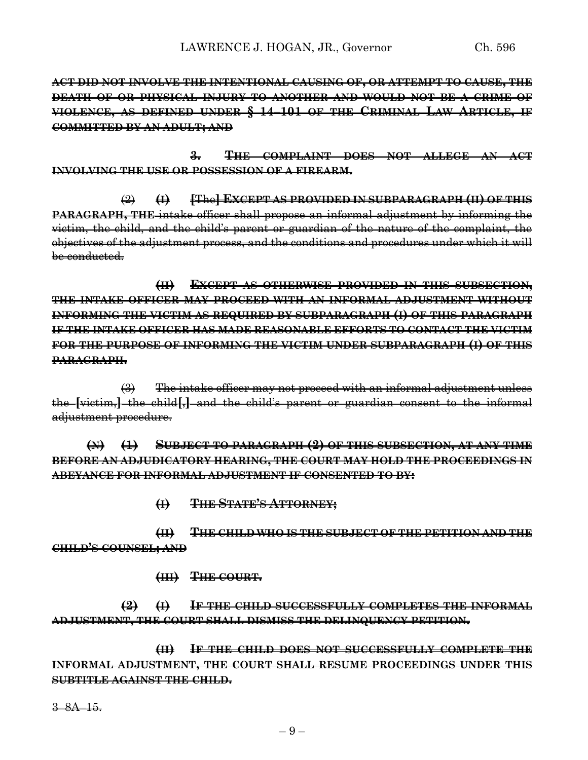**ACT DID NOT INVOLVE THE INTENTIONAL CAUSING OF, OR ATTEMPT TO CAUSE, THE DEATH OF OR PHYSICAL INJURY TO ANOTHER AND WOULD NOT BE A CRIME OF VIOLENCE, AS DEFINED UNDER § 14–101 OF THE CRIMINAL LAW ARTICLE, IF COMMITTED BY AN ADULT; AND**

**3. THE COMPLAINT DOES NOT ALLEGE AN ACT INVOLVING THE USE OR POSSESSION OF A FIREARM.**

(2) **(I)** **[**The**] EXCEPT AS PROVIDED IN SUBPARAGRAPH (II) OF THIS PARAGRAPH, THE** intake officer shall propose an informal adjustment by informing the victim, the child, and the child's parent or guardian of the nature of the complaint, the objectives of the adjustment process, and the conditions and procedures under which it will be conducted.

**(II) EXCEPT AS OTHERWISE PROVIDED IN THIS SUBSECTION, THE INTAKE OFFICER MAY PROCEED WITH AN INFORMAL ADJUSTMENT WITHOUT INFORMING THE VICTIM AS REQUIRED BY SUBPARAGRAPH (I) OF THIS PARAGRAPH IF THE INTAKE OFFICER HAS MADE REASONABLE EFFORTS TO CONTACT THE VICTIM FOR THE PURPOSE OF INFORMING THE VICTIM UNDER SUBPARAGRAPH (I) OF THIS PARAGRAPH.**

(3) The intake officer may not proceed with an informal adjustment unless the **[**victim,**]** the child**[**,**]** and the child's parent or guardian consent to the informal adjustment procedure.

**(N) (1) SUBJECT TO PARAGRAPH (2) OF THIS SUBSECTION, AT ANY TIME BEFORE AN ADJUDICATORY HEARING, THE COURT MAY HOLD THE PROCEEDINGS IN ABEYANCE FOR INFORMAL ADJUSTMENT IF CONSENTED TO BY:**

**(I) THE STATE'S ATTORNEY;**

**(II) THE CHILD WHO IS THE SUBJECT OF THE PETITION AND THE CHILD'S COUNSEL; AND**

**(III) THE COURT.**

**(2) (I) IF THE CHILD SUCCESSFULLY COMPLETES THE INFORMAL ADJUSTMENT, THE COURT SHALL DISMISS THE DELINQUENCY PETITION.**

**(II) IF THE CHILD DOES NOT SUCCESSFULLY COMPLETE THE INFORMAL ADJUSTMENT, THE COURT SHALL RESUME PROCEEDINGS UNDER THIS SUBTITLE AGAINST THE CHILD.**

3–8A–15.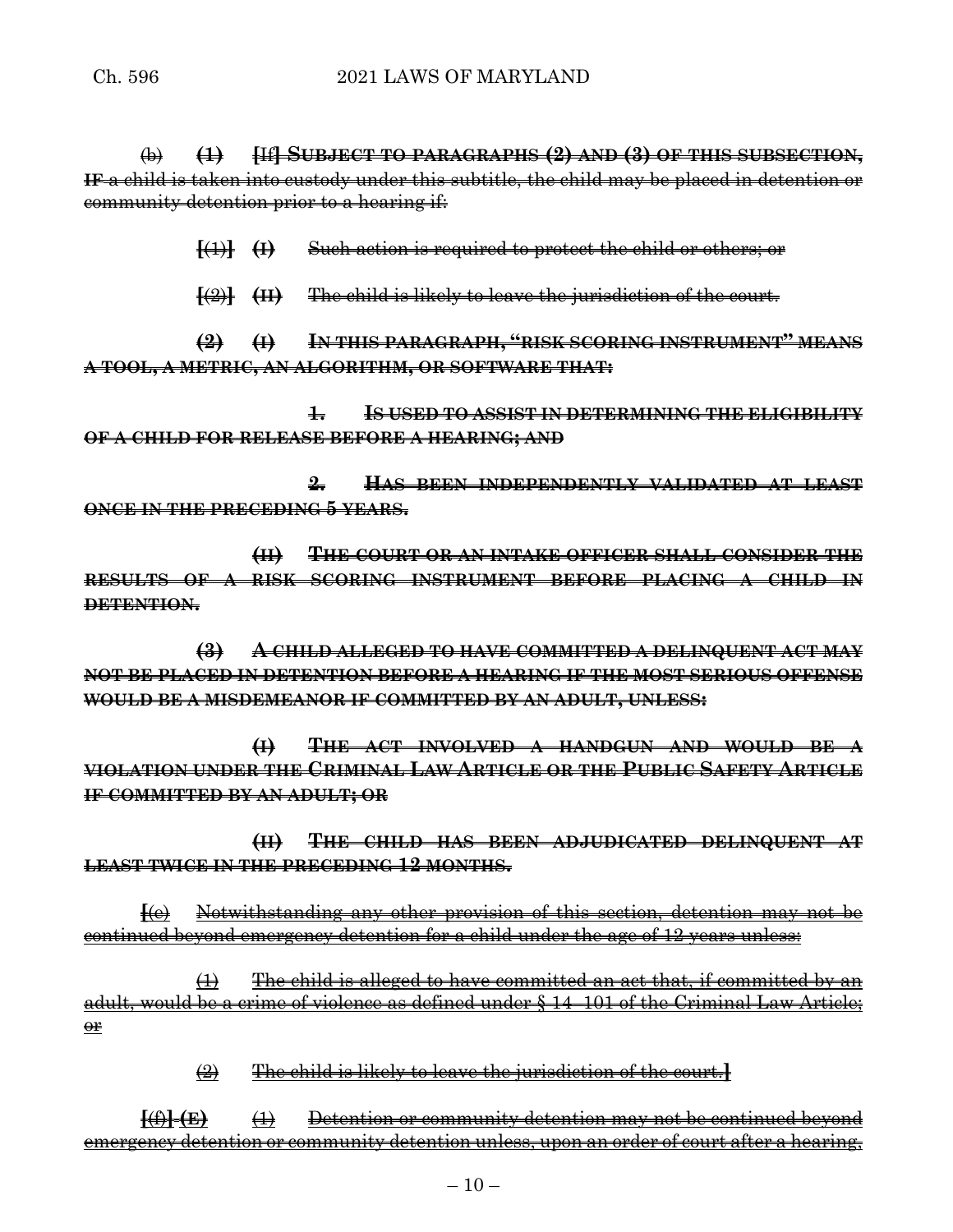(b) **(1)** **[**If**] SUBJECT TO PARAGRAPHS (2) AND (3) OF THIS SUBSECTION, IF** a child is taken into custody under this subtitle, the child may be placed in detention or community detention prior to a hearing if:

**[**(1)**]** **(I)** Such action is required to protect the child or others; or

**[**(2)**]** **(II)** The child is likely to leave the jurisdiction of the court.

**(2)** **(I)** **IN THIS PARAGRAPH, "RISK SCORING INSTRUMENT" MEANS A TOOL, A METRIC, AN ALGORITHM, OR SOFTWARE THAT:**

**1.** **IS USED TO ASSIST IN DETERMINING THE ELIGIBILITY OF A CHILD FOR RELEASE BEFORE A HEARING; AND**

**2.** **HAS BEEN INDEPENDENTLY VALIDATED AT LEAST ONCE IN THE PRECEDING 5 YEARS.**

**(II)** **THE COURT OR AN INTAKE OFFICER SHALL CONSIDER THE RESULTS OF A RISK SCORING INSTRUMENT BEFORE PLACING A CHILD IN DETENTION.**

**(3)** **A CHILD ALLEGED TO HAVE COMMITTED A DELINQUENT ACT MAY NOT BE PLACED IN DETENTION BEFORE A HEARING IF THE MOST SERIOUS OFFENSE WOULD BE A MISDEMEANOR IF COMMITTED BY AN ADULT, UNLESS:**

**(I)** **THE ACT INVOLVED A HANDGUN AND WOULD BE A VIOLATION UNDER THE CRIMINAL LAW ARTICLE OR THE PUBLIC SAFETY ARTICLE IF COMMITTED BY AN ADULT; OR**

**(II)** **THE CHILD HAS BEEN ADJUDICATED DELINQUENT AT LEAST TWICE IN THE PRECEDING 12 MONTHS.**

**[**(c) Notwithstanding any other provision of this section, detention may not be continued beyond emergency detention for a child under the age of 12 years unless:

(1) The child is alleged to have committed an act that, if committed by an adult, would be a crime of violence as defined under § 14–101 of the Criminal Law Article; or

(2) The child is likely to leave the jurisdiction of the court.**]**

**[**(f)**]** **(E)** (1) Detention or community detention may not be continued beyond emergency detention or community detention unless, upon an order of court after a hearing,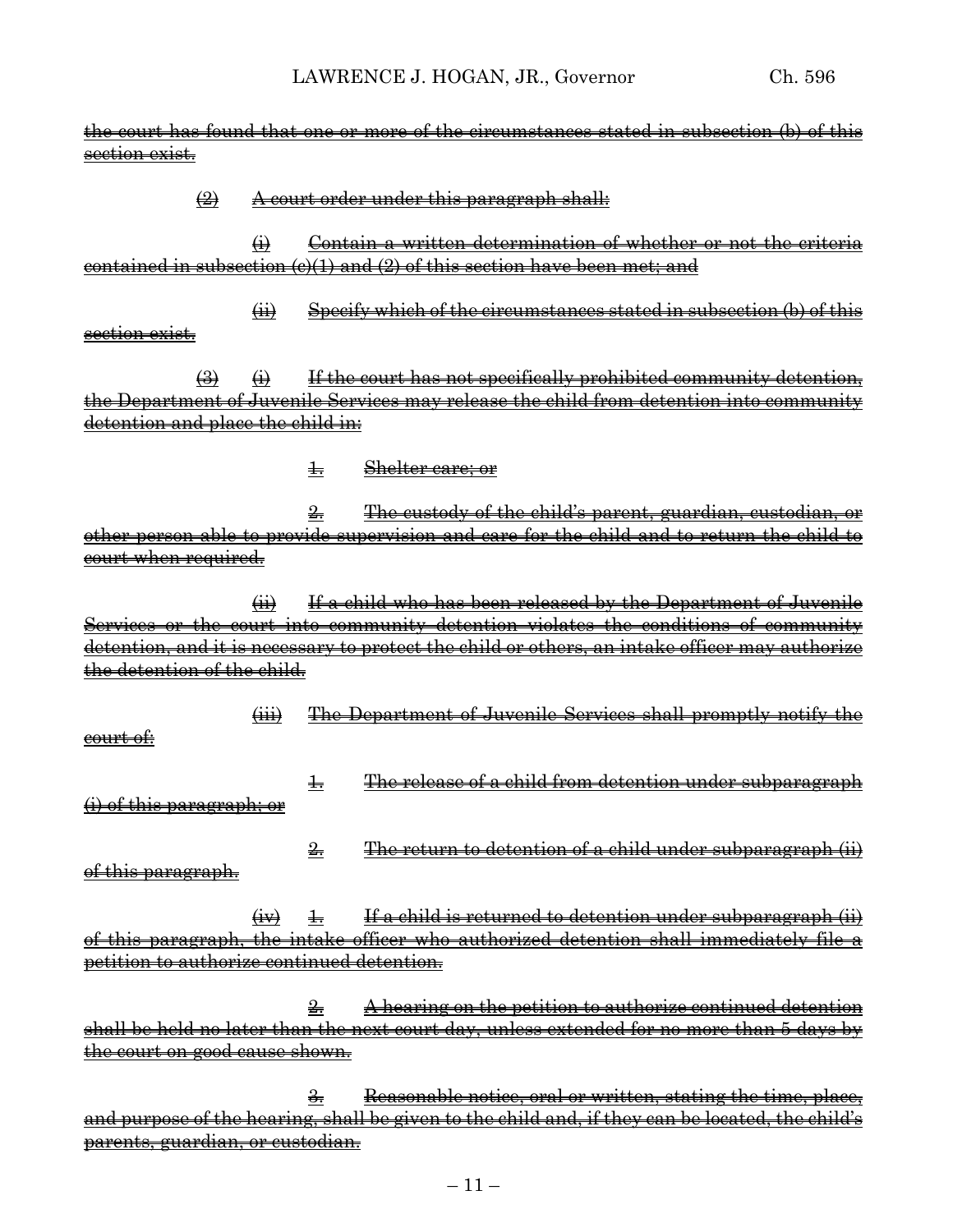~~the court has found that one or more of the circumstances stated in subsection (b) of this section exist.~~

~~(2) A court order under this paragraph shall:~~

~~(i) Contain a written determination of whether or not the criteria contained in subsection (c)(1) and (2) of this section have been met; and~~

~~(ii) Specify which of the circumstances stated in subsection (b) of this section exist.~~

~~(3) (i) If the court has not specifically prohibited community detention, the Department of Juvenile Services may release the child from detention into community detention and place the child in:~~

~~1. Shelter care; or~~

~~2. The custody of the child's parent, guardian, custodian, or other person able to provide supervision and care for the child and to return the child to court when required.~~

~~(ii) If a child who has been released by the Department of Juvenile Services or the court into community detention violates the conditions of community detention, and it is necessary to protect the child or others, an intake officer may authorize the detention of the child.~~

~~(iii) The Department of Juvenile Services shall promptly notify the court of:~~

~~1. The release of a child from detention under subparagraph (i) of this paragraph; or~~

~~2. The return to detention of a child under subparagraph (ii) of this paragraph.~~

~~(iv) 1. If a child is returned to detention under subparagraph (ii) of this paragraph, the intake officer who authorized detention shall immediately file a petition to authorize continued detention.~~

~~2. A hearing on the petition to authorize continued detention shall be held no later than the next court day, unless extended for no more than 5 days by the court on good cause shown.~~

~~3. Reasonable notice, oral or written, stating the time, place, and purpose of the hearing, shall be given to the child and, if they can be located, the child's parents, guardian, or custodian.~~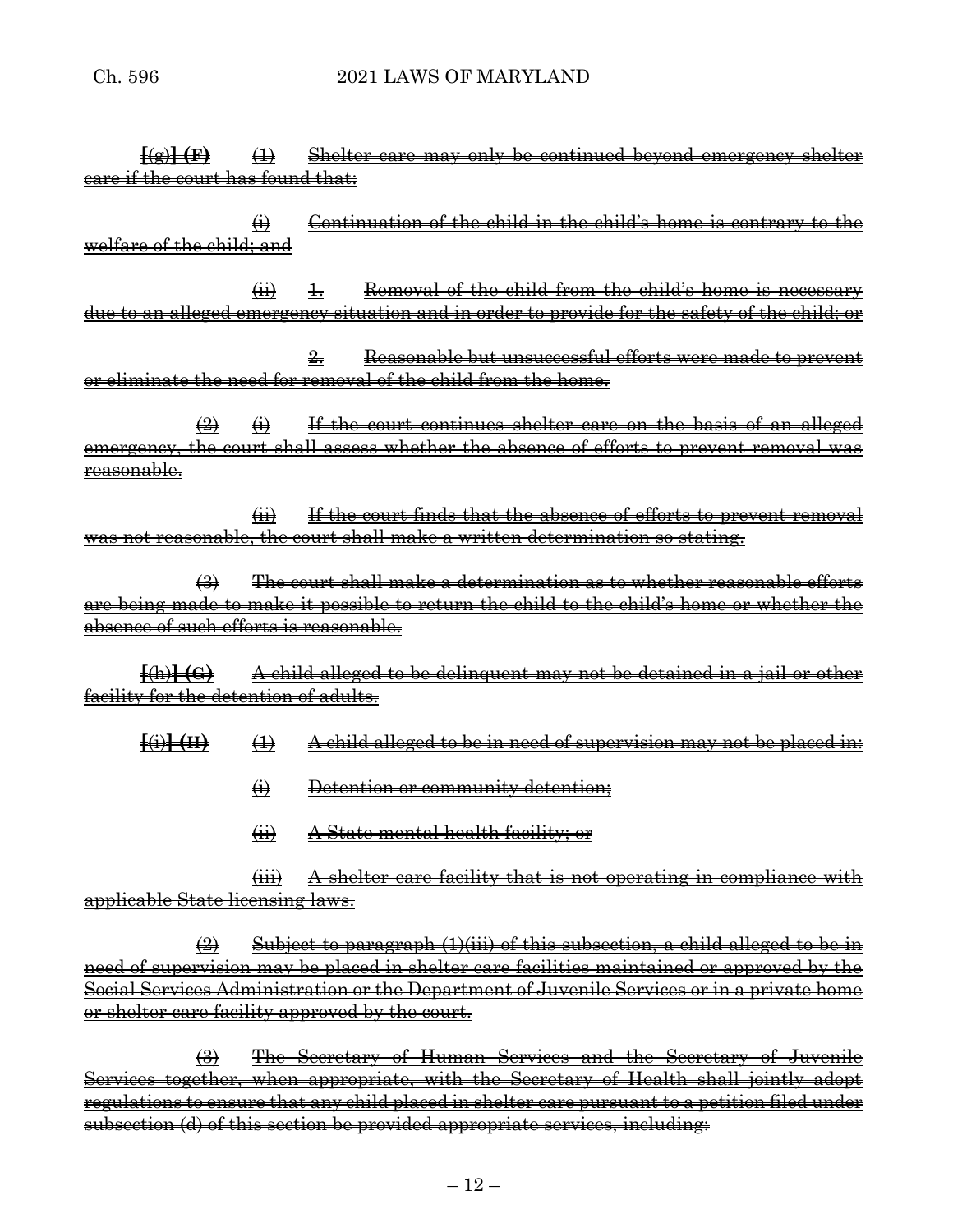[(g)] (F) (1) Shelter care may only be continued beyond emergency shelter care if the court has found that:

(i) Continuation of the child in the child's home is contrary to the welfare of the child; and

(ii) 1. Removal of the child from the child's home is necessary due to an alleged emergency situation and in order to provide for the safety of the child; or

2. Reasonable but unsuccessful efforts were made to prevent or eliminate the need for removal of the child from the home.

(2) (i) If the court continues shelter care on the basis of an alleged emergency, the court shall assess whether the absence of efforts to prevent removal was reasonable.

(ii) If the court finds that the absence of efforts to prevent removal was not reasonable, the court shall make a written determination so stating.

(3) The court shall make a determination as to whether reasonable efforts are being made to make it possible to return the child to the child's home or whether the absence of such efforts is reasonable.

[(h)] (G) A child alleged to be delinquent may not be detained in a jail or other facility for the detention of adults.

[(i)] (H) (1) A child alleged to be in need of supervision may not be placed in:

(i) Detention or community detention;

(ii) A State mental health facility; or

(iii) A shelter care facility that is not operating in compliance with applicable State licensing laws.

(2) Subject to paragraph (1)(iii) of this subsection, a child alleged to be in need of supervision may be placed in shelter care facilities maintained or approved by the Social Services Administration or the Department of Juvenile Services or in a private home or shelter care facility approved by the court.

(3) The Secretary of Human Services and the Secretary of Juvenile Services together, when appropriate, with the Secretary of Health shall jointly adopt regulations to ensure that any child placed in shelter care pursuant to a petition filed under subsection (d) of this section be provided appropriate services, including: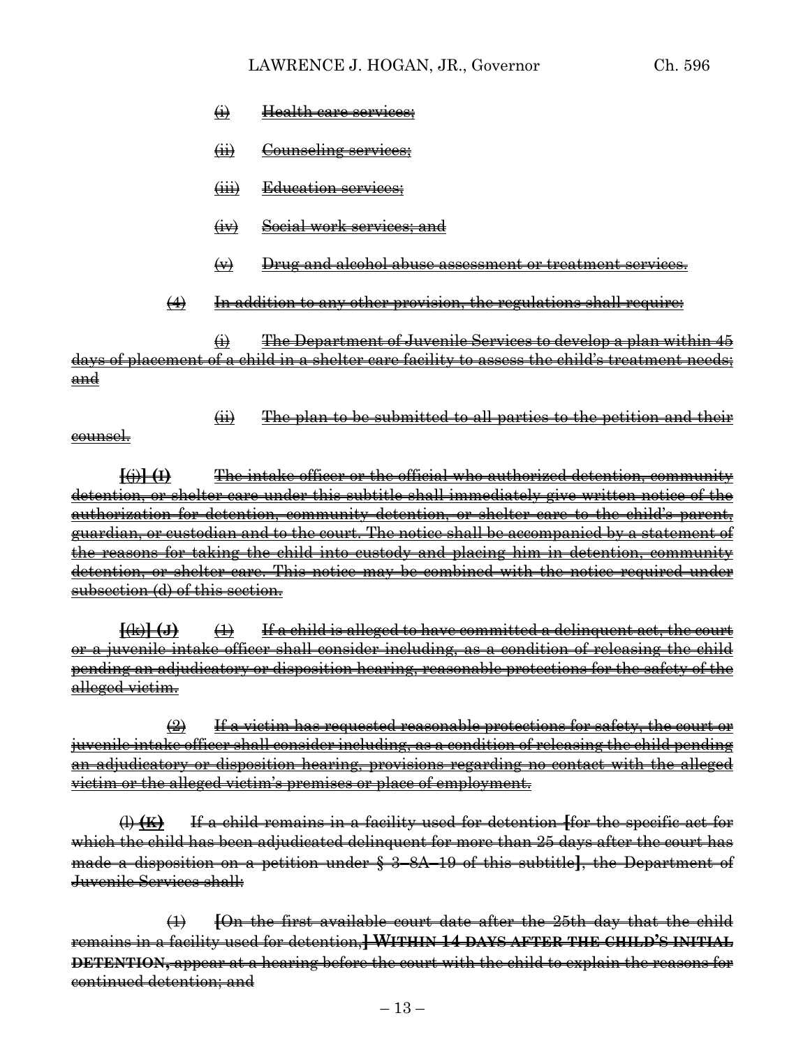(i) Health care services;

(ii) Counseling services;

(iii) Education services;

(iv) Social work services; and

(v) Drug and alcohol abuse assessment or treatment services.

(4) In addition to any other provision, the regulations shall require:

(i) The Department of Juvenile Services to develop a plan within 45 days of placement of a child in a shelter care facility to assess the child's treatment needs; and

(ii) The plan to be submitted to all parties to the petition and their counsel.

**[**(j)**] (I)** The intake officer or the official who authorized detention, community detention, or shelter care under this subtitle shall immediately give written notice of the authorization for detention, community detention, or shelter care to the child's parent, guardian, or custodian and to the court. The notice shall be accompanied by a statement of the reasons for taking the child into custody and placing him in detention, community detention, or shelter care. This notice may be combined with the notice required under subsection (d) of this section.

**[**(k)**] (J)** (1) If a child is alleged to have committed a delinquent act, the court or a juvenile intake officer shall consider including, as a condition of releasing the child pending an adjudicatory or disposition hearing, reasonable protections for the safety of the alleged victim.

(2) If a victim has requested reasonable protections for safety, the court or juvenile intake officer shall consider including, as a condition of releasing the child pending an adjudicatory or disposition hearing, provisions regarding no contact with the alleged victim or the alleged victim's premises or place of employment.

(l) **(K)** If a child remains in a facility used for detention **[**for the specific act for which the child has been adjudicated delinquent for more than 25 days after the court has made a disposition on a petition under § 3–8A–19 of this subtitle**]**, the Department of Juvenile Services shall:

(1) **[**On the first available court date after the 25th day that the child remains in a facility used for detention,**] WITHIN 14 DAYS AFTER THE CHILD'S INITIAL DETENTION,** appear at a hearing before the court with the child to explain the reasons for continued detention; and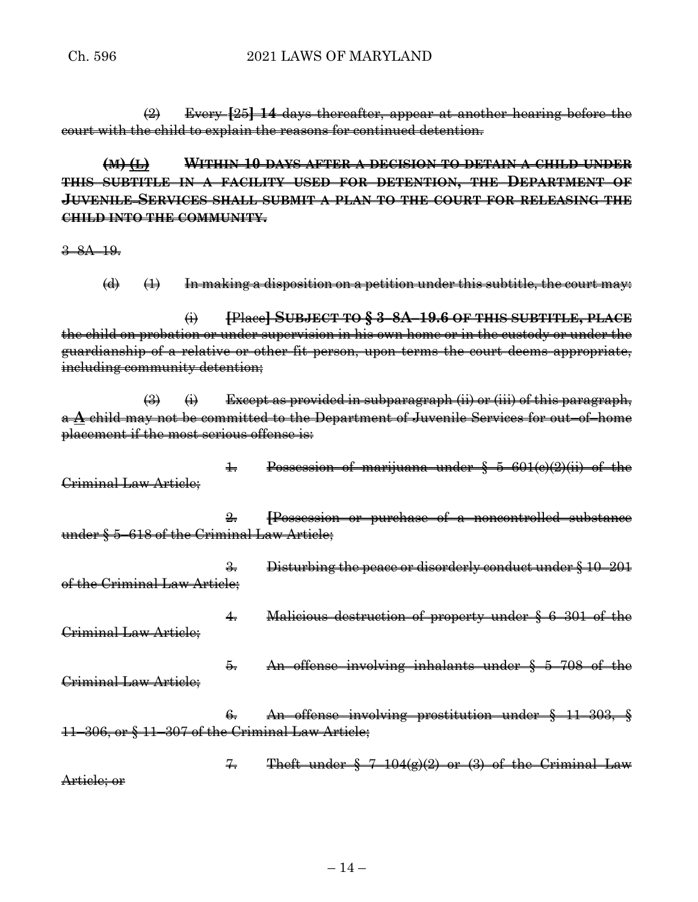(2) Every [25] **14** days thereafter, appear at another hearing before the court with the child to explain the reasons for continued detention.

**(M)** **(L)** **WITHIN 10 DAYS AFTER A DECISION TO DETAIN A CHILD UNDER THIS SUBTITLE IN A FACILITY USED FOR DETENTION, THE DEPARTMENT OF JUVENILE SERVICES SHALL SUBMIT A PLAN TO THE COURT FOR RELEASING THE CHILD INTO THE COMMUNITY.**

3–8A–19.

(d) (1) In making a disposition on a petition under this subtitle, the court may:

(i) [Place] **SUBJECT TO § 3–8A–19.6 OF THIS SUBTITLE, PLACE** the child on probation or under supervision in his own home or in the custody or under the guardianship of a relative or other fit person, upon terms the court deems appropriate, including community detention;

(3) (i) Except as provided in subparagraph (ii) or (iii) of this paragraph, a **A** child may not be committed to the Department of Juvenile Services for out–of–home placement if the most serious offense is:

1. Possession of marijuana under § 5–601(c)(2)(ii) of the Criminal Law Article;

2. [Possession or purchase of a noncontrolled substance under § 5–618 of the Criminal Law Article;

3. Disturbing the peace or disorderly conduct under § 10–201 of the Criminal Law Article;

4. Malicious destruction of property under § 6–301 of the Criminal Law Article;

5. An offense involving inhalants under § 5–708 of the Criminal Law Article;

6. An offense involving prostitution under § 11–303, § 11–306, or § 11–307 of the Criminal Law Article;

7. Theft under § 7–104(g)(2) or (3) of the Criminal Law Article; or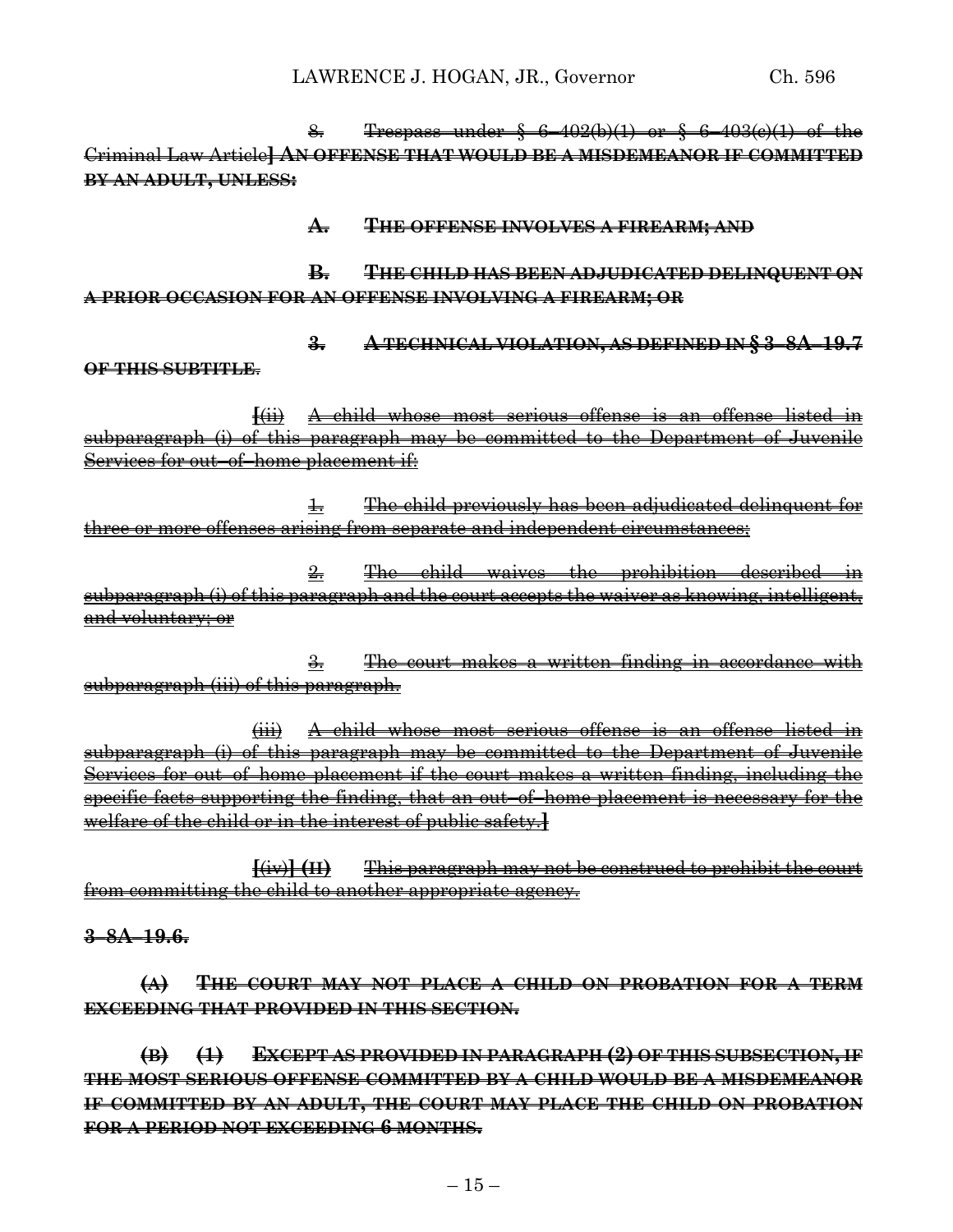8. Trespass under § 6–402(b)(1) or § 6–403(c)(1) of the Criminal Law Article**] AN OFFENSE THAT WOULD BE A MISDEMEANOR IF COMMITTED BY AN ADULT, UNLESS:**

**A. THE OFFENSE INVOLVES A FIREARM; AND**

**B. THE CHILD HAS BEEN ADJUDICATED DELINQUENT ON A PRIOR OCCASION FOR AN OFFENSE INVOLVING A FIREARM; OR**

**3. A TECHNICAL VIOLATION, AS DEFINED IN § 3–8A–19.7 OF THIS SUBTITLE.**

**[**(ii) A child whose most serious offense is an offense listed in subparagraph (i) of this paragraph may be committed to the Department of Juvenile Services for out–of–home placement if:

1. The child previously has been adjudicated delinquent for three or more offenses arising from separate and independent circumstances;

2. The child waives the prohibition described in subparagraph (i) of this paragraph and the court accepts the waiver as knowing, intelligent, and voluntary; or

3. The court makes a written finding in accordance with subparagraph (iii) of this paragraph.

(iii) A child whose most serious offense is an offense listed in subparagraph (i) of this paragraph may be committed to the Department of Juvenile Services for out–of–home placement if the court makes a written finding, including the specific facts supporting the finding, that an out–of–home placement is necessary for the welfare of the child or in the interest of public safety.**]**

**[**(iv)**] (II)** This paragraph may not be construed to prohibit the court from committing the child to another appropriate agency.

**3–8A–19.6.**

**(A) THE COURT MAY NOT PLACE A CHILD ON PROBATION FOR A TERM EXCEEDING THAT PROVIDED IN THIS SECTION.**

**(B) (1) EXCEPT AS PROVIDED IN PARAGRAPH (2) OF THIS SUBSECTION, IF THE MOST SERIOUS OFFENSE COMMITTED BY A CHILD WOULD BE A MISDEMEANOR IF COMMITTED BY AN ADULT, THE COURT MAY PLACE THE CHILD ON PROBATION FOR A PERIOD NOT EXCEEDING 6 MONTHS.**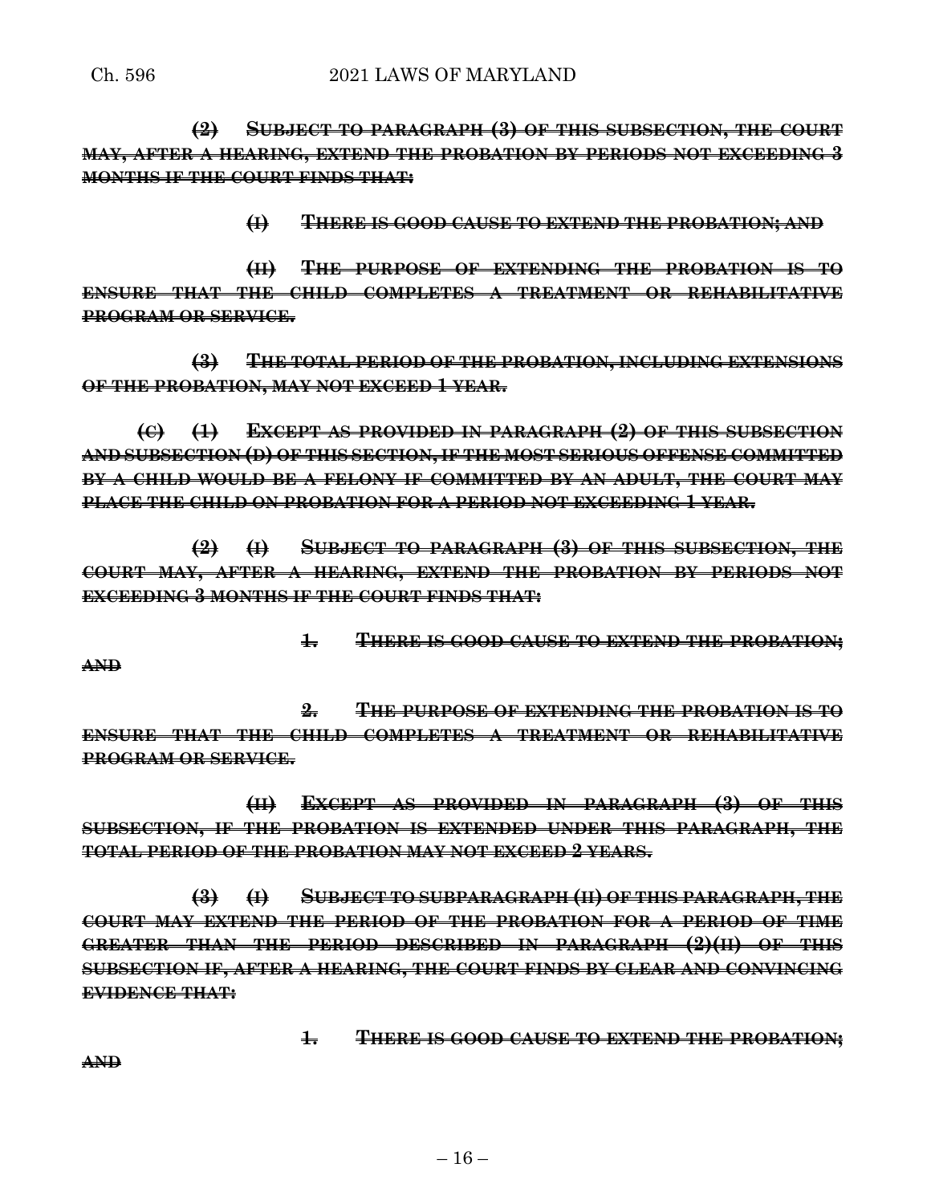~~**(2) SUBJECT TO PARAGRAPH (3) OF THIS SUBSECTION, THE COURT MAY, AFTER A HEARING, EXTEND THE PROBATION BY PERIODS NOT EXCEEDING 3 MONTHS IF THE COURT FINDS THAT:**~~

~~**(I) THERE IS GOOD CAUSE TO EXTEND THE PROBATION; AND**~~

~~**(II) THE PURPOSE OF EXTENDING THE PROBATION IS TO ENSURE THAT THE CHILD COMPLETES A TREATMENT OR REHABILITATIVE PROGRAM OR SERVICE.**~~

~~**(3) THE TOTAL PERIOD OF THE PROBATION, INCLUDING EXTENSIONS OF THE PROBATION, MAY NOT EXCEED 1 YEAR.**~~

~~**(C) (1) EXCEPT AS PROVIDED IN PARAGRAPH (2) OF THIS SUBSECTION AND SUBSECTION (D) OF THIS SECTION, IF THE MOST SERIOUS OFFENSE COMMITTED BY A CHILD WOULD BE A FELONY IF COMMITTED BY AN ADULT, THE COURT MAY PLACE THE CHILD ON PROBATION FOR A PERIOD NOT EXCEEDING 1 YEAR.**~~

~~**(2) (I) SUBJECT TO PARAGRAPH (3) OF THIS SUBSECTION, THE COURT MAY, AFTER A HEARING, EXTEND THE PROBATION BY PERIODS NOT EXCEEDING 3 MONTHS IF THE COURT FINDS THAT:**~~

~~**1. THERE IS GOOD CAUSE TO EXTEND THE PROBATION; AND**~~

~~**2. THE PURPOSE OF EXTENDING THE PROBATION IS TO ENSURE THAT THE CHILD COMPLETES A TREATMENT OR REHABILITATIVE PROGRAM OR SERVICE.**~~

~~**(II) EXCEPT AS PROVIDED IN PARAGRAPH (3) OF THIS SUBSECTION, IF THE PROBATION IS EXTENDED UNDER THIS PARAGRAPH, THE TOTAL PERIOD OF THE PROBATION MAY NOT EXCEED 2 YEARS.**~~

~~**(3) (I) SUBJECT TO SUBPARAGRAPH (II) OF THIS PARAGRAPH, THE COURT MAY EXTEND THE PERIOD OF THE PROBATION FOR A PERIOD OF TIME GREATER THAN THE PERIOD DESCRIBED IN PARAGRAPH (2)(II) OF THIS SUBSECTION IF, AFTER A HEARING, THE COURT FINDS BY CLEAR AND CONVINCING EVIDENCE THAT:**~~

~~**1. THERE IS GOOD CAUSE TO EXTEND THE PROBATION; AND**~~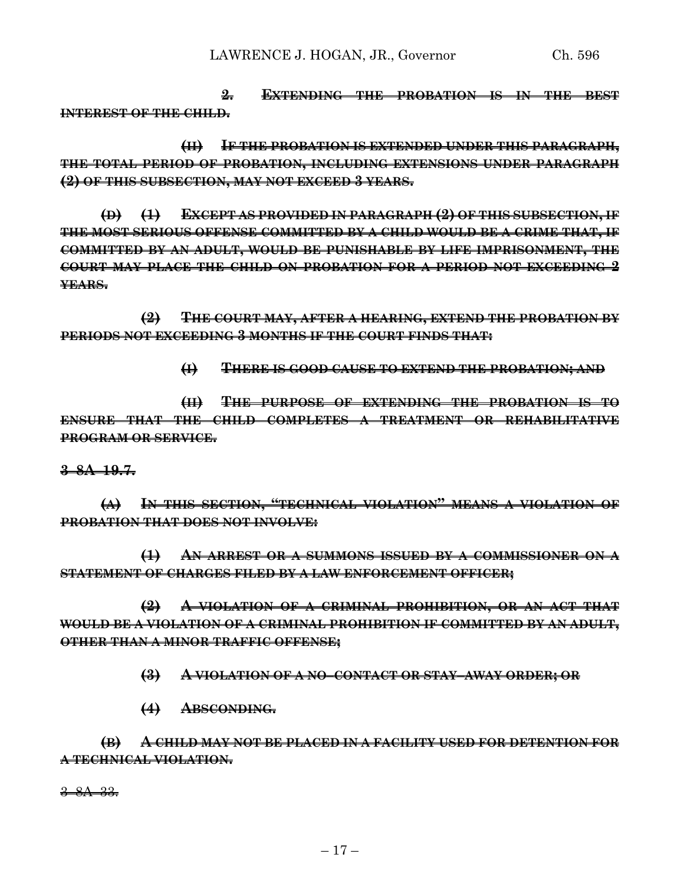**2. EXTENDING THE PROBATION IS IN THE BEST INTEREST OF THE CHILD.**

**(II) IF THE PROBATION IS EXTENDED UNDER THIS PARAGRAPH, THE TOTAL PERIOD OF PROBATION, INCLUDING EXTENSIONS UNDER PARAGRAPH (2) OF THIS SUBSECTION, MAY NOT EXCEED 3 YEARS.**

**(D) (1) EXCEPT AS PROVIDED IN PARAGRAPH (2) OF THIS SUBSECTION, IF THE MOST SERIOUS OFFENSE COMMITTED BY A CHILD WOULD BE A CRIME THAT, IF COMMITTED BY AN ADULT, WOULD BE PUNISHABLE BY LIFE IMPRISONMENT, THE COURT MAY PLACE THE CHILD ON PROBATION FOR A PERIOD NOT EXCEEDING 2 YEARS.**

**(2) THE COURT MAY, AFTER A HEARING, EXTEND THE PROBATION BY PERIODS NOT EXCEEDING 3 MONTHS IF THE COURT FINDS THAT:**

**(I) THERE IS GOOD CAUSE TO EXTEND THE PROBATION; AND**

**(II) THE PURPOSE OF EXTENDING THE PROBATION IS TO ENSURE THAT THE CHILD COMPLETES A TREATMENT OR REHABILITATIVE PROGRAM OR SERVICE.**

**3–8A–19.7.**

**(A) IN THIS SECTION, "TECHNICAL VIOLATION" MEANS A VIOLATION OF PROBATION THAT DOES NOT INVOLVE:**

**(1) AN ARREST OR A SUMMONS ISSUED BY A COMMISSIONER ON A STATEMENT OF CHARGES FILED BY A LAW ENFORCEMENT OFFICER;**

**(2) A VIOLATION OF A CRIMINAL PROHIBITION, OR AN ACT THAT WOULD BE A VIOLATION OF A CRIMINAL PROHIBITION IF COMMITTED BY AN ADULT, OTHER THAN A MINOR TRAFFIC OFFENSE;**

**(3) A VIOLATION OF A NO–CONTACT OR STAY–AWAY ORDER; OR**

**(4) ABSCONDING.**

**(B) A CHILD MAY NOT BE PLACED IN A FACILITY USED FOR DETENTION FOR A TECHNICAL VIOLATION.**

3–8A–33.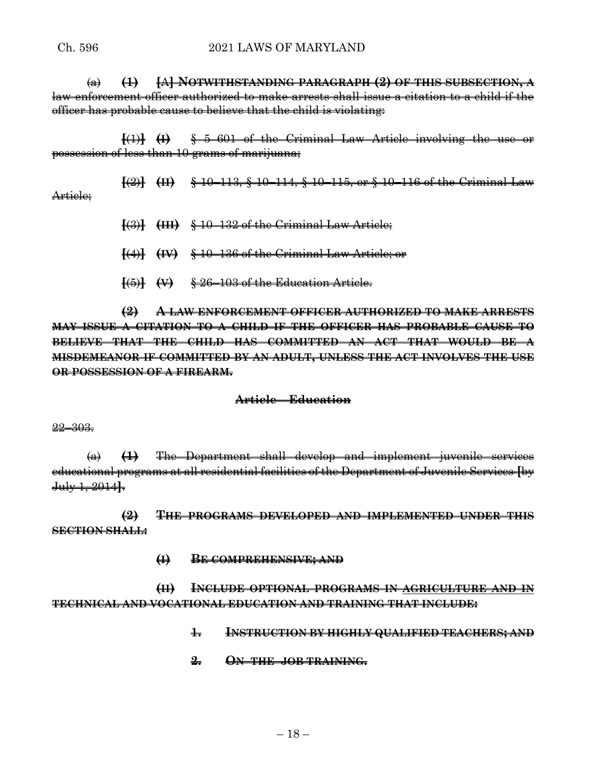(a) **(1)** **[**A**]** **NOTWITHSTANDING PARAGRAPH (2) OF THIS SUBSECTION, A** law enforcement officer authorized to make arrests shall issue a citation to a child if the officer has probable cause to believe that the child is violating:

**[**(1)**]** **(I)** § 5–601 of the Criminal Law Article involving the use or possession of less than 10 grams of marijuana;

**[**(2)**]** **(II)** § 10–113, § 10–114, § 10–115, or § 10–116 of the Criminal Law Article;

**[**(3)**]** **(III)** § 10–132 of the Criminal Law Article;

**[**(4)**]** **(IV)** § 10–136 of the Criminal Law Article; or

**[**(5)**]** **(V)** § 26–103 of the Education Article.

**(2)** **A LAW ENFORCEMENT OFFICER AUTHORIZED TO MAKE ARRESTS MAY ISSUE A CITATION TO A CHILD IF THE OFFICER HAS PROBABLE CAUSE TO BELIEVE THAT THE CHILD HAS COMMITTED AN ACT THAT WOULD BE A MISDEMEANOR IF COMMITTED BY AN ADULT, UNLESS THE ACT INVOLVES THE USE OR POSSESSION OF A FIREARM.**

**Article – Education**

22–303.

(a) **(1)** The Department shall develop and implement juvenile services educational programs at all residential facilities of the Department of Juvenile Services **[**by July 1, 2014**]**.

**(2)** **THE PROGRAMS DEVELOPED AND IMPLEMENTED UNDER THIS SECTION SHALL:**

**(I)** **BE COMPREHENSIVE; AND**

**(II)** **INCLUDE OPTIONAL PROGRAMS IN AGRICULTURE AND IN TECHNICAL AND VOCATIONAL EDUCATION AND TRAINING THAT INCLUDE:**

**1.** **INSTRUCTION BY HIGHLY QUALIFIED TEACHERS; AND**

**2.** **ON–THE–JOB TRAINING.**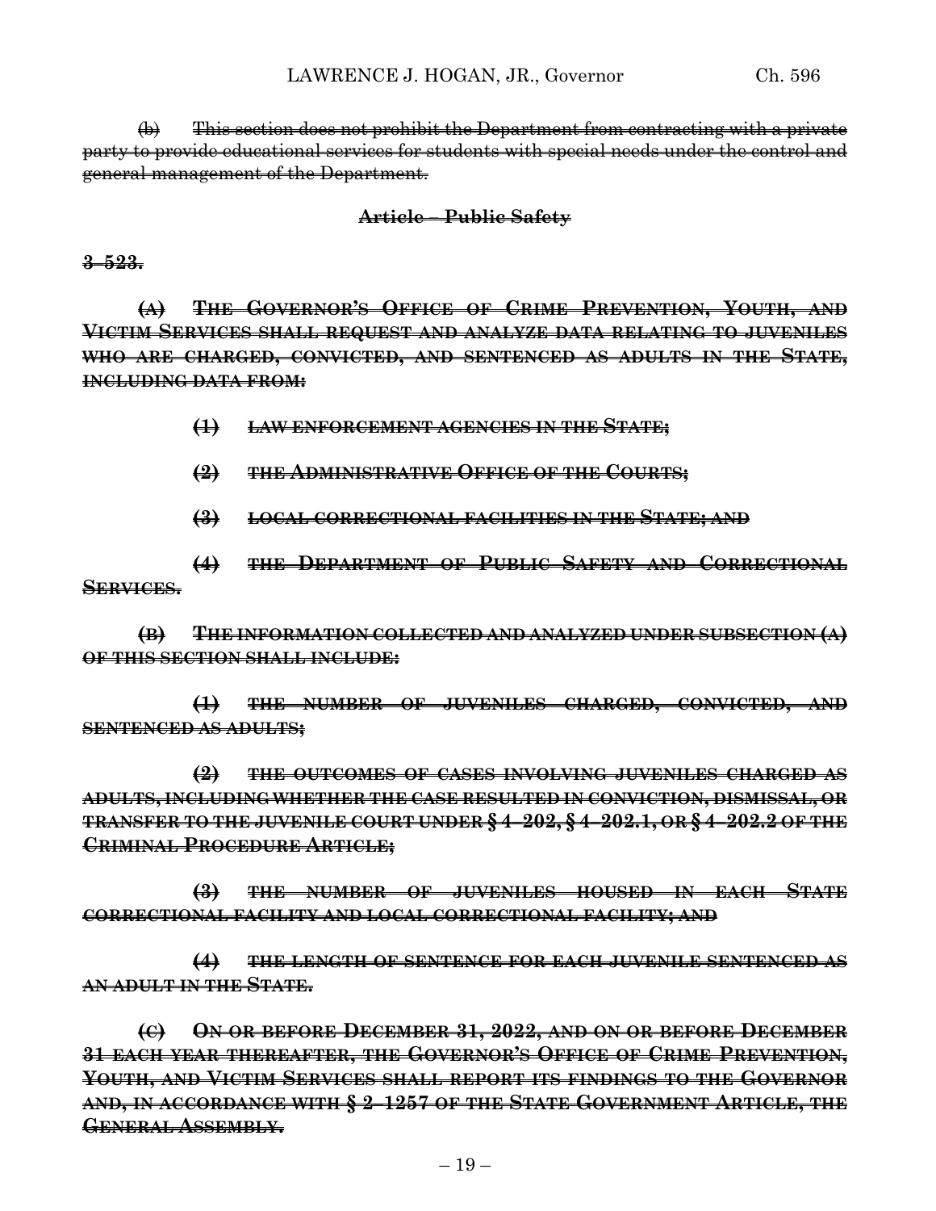~~(b) This section does not prohibit the Department from contracting with a private party to provide educational services for students with special needs under the control and general management of the Department.~~

**~~Article – Public Safety~~**

**~~3–523.~~**

**~~(A) THE GOVERNOR'S OFFICE OF CRIME PREVENTION, YOUTH, AND VICTIM SERVICES SHALL REQUEST AND ANALYZE DATA RELATING TO JUVENILES WHO ARE CHARGED, CONVICTED, AND SENTENCED AS ADULTS IN THE STATE, INCLUDING DATA FROM:~~**

**~~(1) LAW ENFORCEMENT AGENCIES IN THE STATE;~~**

**~~(2) THE ADMINISTRATIVE OFFICE OF THE COURTS;~~**

**~~(3) LOCAL CORRECTIONAL FACILITIES IN THE STATE; AND~~**

**~~(4) THE DEPARTMENT OF PUBLIC SAFETY AND CORRECTIONAL SERVICES.~~**

**~~(B) THE INFORMATION COLLECTED AND ANALYZED UNDER SUBSECTION (A) OF THIS SECTION SHALL INCLUDE:~~**

**~~(1) THE NUMBER OF JUVENILES CHARGED, CONVICTED, AND SENTENCED AS ADULTS;~~**

**~~(2) THE OUTCOMES OF CASES INVOLVING JUVENILES CHARGED AS ADULTS, INCLUDING WHETHER THE CASE RESULTED IN CONVICTION, DISMISSAL, OR TRANSFER TO THE JUVENILE COURT UNDER § 4–202, § 4–202.1, OR § 4–202.2 OF THE CRIMINAL PROCEDURE ARTICLE;~~**

**~~(3) THE NUMBER OF JUVENILES HOUSED IN EACH STATE CORRECTIONAL FACILITY AND LOCAL CORRECTIONAL FACILITY; AND~~**

**~~(4) THE LENGTH OF SENTENCE FOR EACH JUVENILE SENTENCED AS AN ADULT IN THE STATE.~~**

**~~(C) ON OR BEFORE DECEMBER 31, 2022, AND ON OR BEFORE DECEMBER 31 EACH YEAR THEREAFTER, THE GOVERNOR'S OFFICE OF CRIME PREVENTION, YOUTH, AND VICTIM SERVICES SHALL REPORT ITS FINDINGS TO THE GOVERNOR AND, IN ACCORDANCE WITH § 2–1257 OF THE STATE GOVERNMENT ARTICLE, THE GENERAL ASSEMBLY.~~**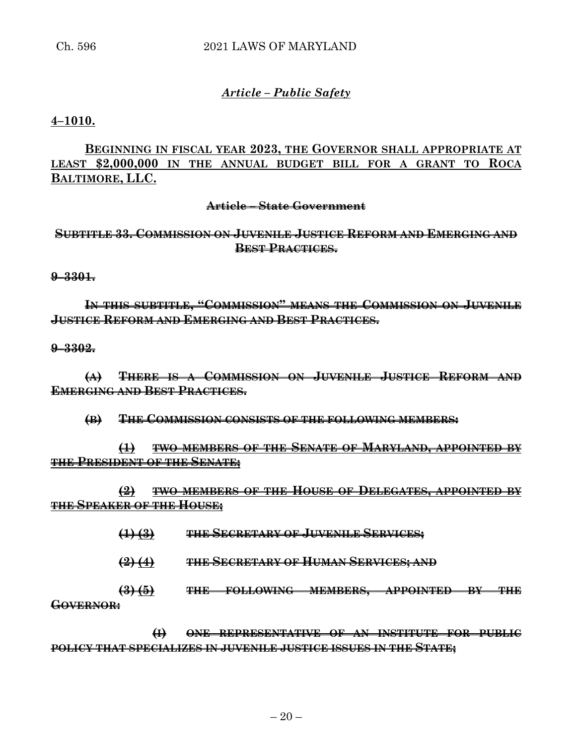*Article – Public Safety*

**4–1010.**

**BEGINNING IN FISCAL YEAR 2023, THE GOVERNOR SHALL APPROPRIATE AT LEAST $2,000,000 IN THE ANNUAL BUDGET BILL FOR A GRANT TO ROCA BALTIMORE, LLC.**

~~**Article – State Government**~~

~~**SUBTITLE 33. COMMISSION ON JUVENILE JUSTICE REFORM AND EMERGING AND BEST PRACTICES.**~~

~~**9–3301.**~~

~~**IN THIS SUBTITLE, "COMMISSION" MEANS THE COMMISSION ON JUVENILE JUSTICE REFORM AND EMERGING AND BEST PRACTICES.**~~

~~**9–3302.**~~

~~**(A) THERE IS A COMMISSION ON JUVENILE JUSTICE REFORM AND EMERGING AND BEST PRACTICES.**~~

~~**(B) THE COMMISSION CONSISTS OF THE FOLLOWING MEMBERS:**~~

~~**(1) TWO MEMBERS OF THE SENATE OF MARYLAND, APPOINTED BY THE PRESIDENT OF THE SENATE;**~~

~~**(2) TWO MEMBERS OF THE HOUSE OF DELEGATES, APPOINTED BY THE SPEAKER OF THE HOUSE;**~~

~~**(1) (3) THE SECRETARY OF JUVENILE SERVICES;**~~

~~**(2) (4) THE SECRETARY OF HUMAN SERVICES; AND**~~

~~**(3) (5) THE FOLLOWING MEMBERS, APPOINTED BY THE GOVERNOR:**~~

~~**(I) ONE REPRESENTATIVE OF AN INSTITUTE FOR PUBLIC POLICY THAT SPECIALIZES IN JUVENILE JUSTICE ISSUES IN THE STATE;**~~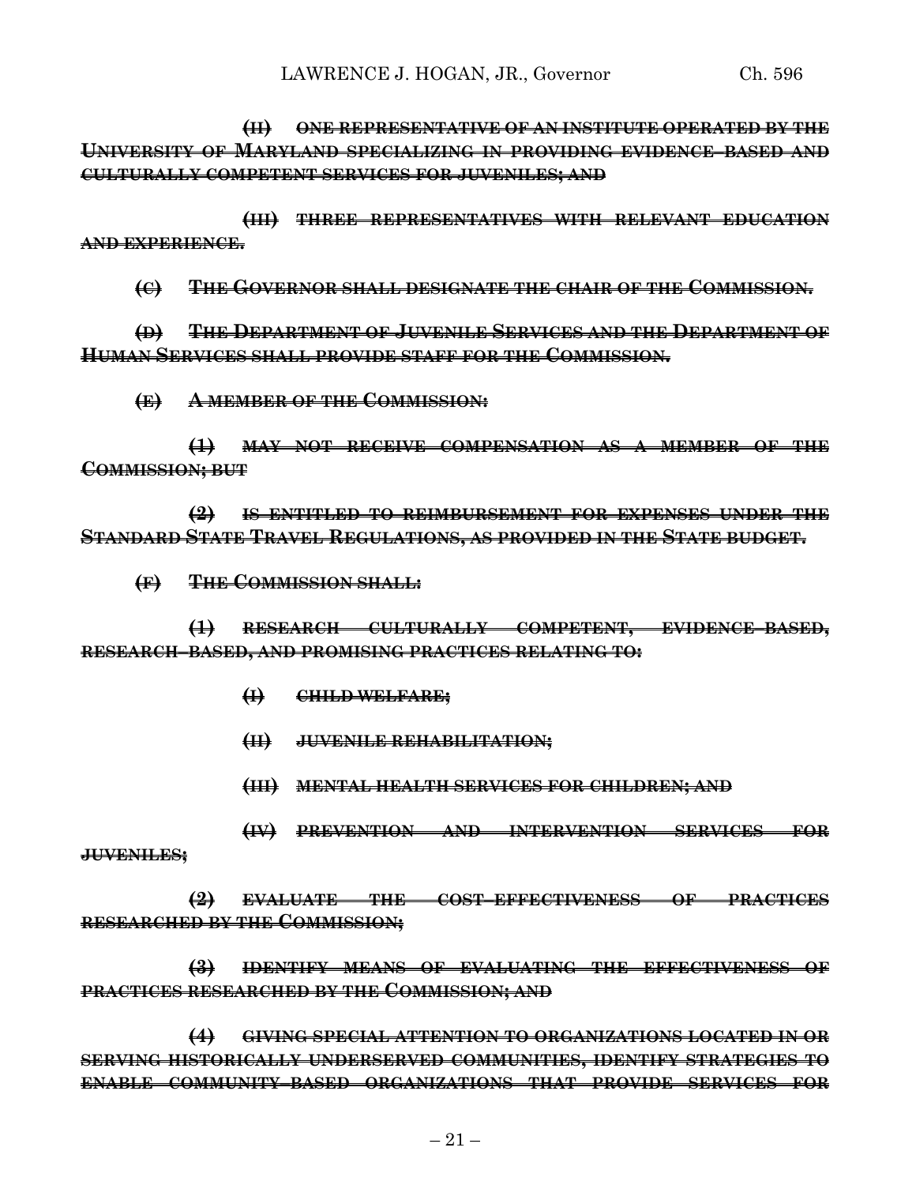~~**(II) ONE REPRESENTATIVE OF AN INSTITUTE OPERATED BY THE UNIVERSITY OF MARYLAND SPECIALIZING IN PROVIDING EVIDENCE–BASED AND CULTURALLY COMPETENT SERVICES FOR JUVENILES; AND**~~

~~**(III) THREE REPRESENTATIVES WITH RELEVANT EDUCATION AND EXPERIENCE.**~~

~~**(C) THE GOVERNOR SHALL DESIGNATE THE CHAIR OF THE COMMISSION.**~~

~~**(D) THE DEPARTMENT OF JUVENILE SERVICES AND THE DEPARTMENT OF HUMAN SERVICES SHALL PROVIDE STAFF FOR THE COMMISSION.**~~

~~**(E) A MEMBER OF THE COMMISSION:**~~

~~**(1) MAY NOT RECEIVE COMPENSATION AS A MEMBER OF THE COMMISSION; BUT**~~

~~**(2) IS ENTITLED TO REIMBURSEMENT FOR EXPENSES UNDER THE STANDARD STATE TRAVEL REGULATIONS, AS PROVIDED IN THE STATE BUDGET.**~~

~~**(F) THE COMMISSION SHALL:**~~

~~**(1) RESEARCH CULTURALLY COMPETENT, EVIDENCE–BASED, RESEARCH–BASED, AND PROMISING PRACTICES RELATING TO:**~~

~~**(I) CHILD WELFARE;**~~

~~**(II) JUVENILE REHABILITATION;**~~

~~**(III) MENTAL HEALTH SERVICES FOR CHILDREN; AND**~~

~~**(IV) PREVENTION AND INTERVENTION SERVICES FOR JUVENILES;**~~

~~**(2) EVALUATE THE COST–EFFECTIVENESS OF PRACTICES RESEARCHED BY THE COMMISSION;**~~

~~**(3) IDENTIFY MEANS OF EVALUATING THE EFFECTIVENESS OF PRACTICES RESEARCHED BY THE COMMISSION; AND**~~

~~**(4) GIVING SPECIAL ATTENTION TO ORGANIZATIONS LOCATED IN OR SERVING HISTORICALLY UNDERSERVED COMMUNITIES, IDENTIFY STRATEGIES TO ENABLE COMMUNITY–BASED ORGANIZATIONS THAT PROVIDE SERVICES FOR**~~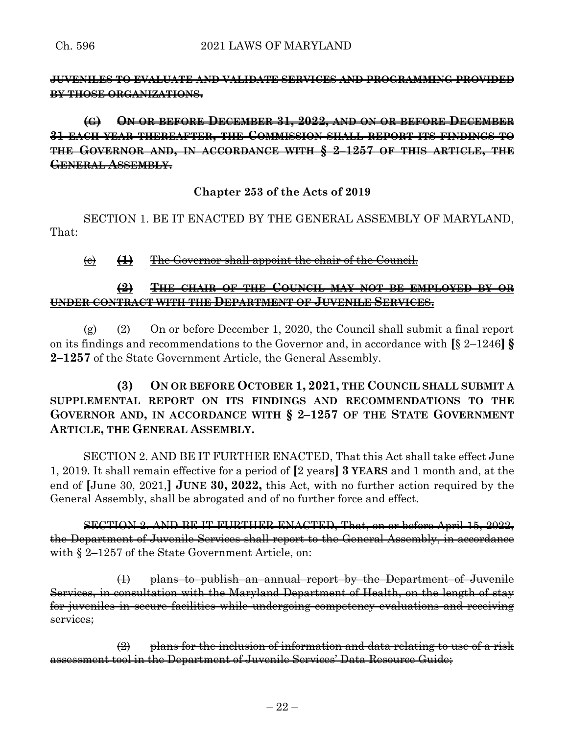~~**JUVENILES TO EVALUATE AND VALIDATE SERVICES AND PROGRAMMING PROVIDED BY THOSE ORGANIZATIONS.**~~

~~**(G) ON OR BEFORE DECEMBER 31, 2022, AND ON OR BEFORE DECEMBER 31 EACH YEAR THEREAFTER, THE COMMISSION SHALL REPORT ITS FINDINGS TO THE GOVERNOR AND, IN ACCORDANCE WITH § 2–1257 OF THIS ARTICLE, THE GENERAL ASSEMBLY.**~~

**Chapter 253 of the Acts of 2019**

SECTION 1. BE IT ENACTED BY THE GENERAL ASSEMBLY OF MARYLAND, That:

~~(c) **(1)** The Governor shall appoint the chair of the Council.~~

~~**(2) THE CHAIR OF THE COUNCIL MAY NOT BE EMPLOYED BY OR UNDER CONTRACT WITH THE DEPARTMENT OF JUVENILE SERVICES.**~~

(g) (2) On or before December 1, 2020, the Council shall submit a final report on its findings and recommendations to the Governor and, in accordance with **[**§ 2–1246**] § 2–1257** of the State Government Article, the General Assembly.

**(3) ON OR BEFORE OCTOBER 1, 2021, THE COUNCIL SHALL SUBMIT A SUPPLEMENTAL REPORT ON ITS FINDINGS AND RECOMMENDATIONS TO THE GOVERNOR AND, IN ACCORDANCE WITH § 2–1257 OF THE STATE GOVERNMENT ARTICLE, THE GENERAL ASSEMBLY.**

SECTION 2. AND BE IT FURTHER ENACTED, That this Act shall take effect June 1, 2019. It shall remain effective for a period of **[**2 years**] 3 YEARS** and 1 month and, at the end of **[**June 30, 2021,**] JUNE 30, 2022,** this Act, with no further action required by the General Assembly, shall be abrogated and of no further force and effect.

~~SECTION 2. AND BE IT FURTHER ENACTED, That, on or before April 15, 2022, the Department of Juvenile Services shall report to the General Assembly, in accordance with § 2–1257 of the State Government Article, on:~~

~~(1) plans to publish an annual report by the Department of Juvenile Services, in consultation with the Maryland Department of Health, on the length of stay for juveniles in secure facilities while undergoing competency evaluations and receiving services;~~

~~(2) plans for the inclusion of information and data relating to use of a risk assessment tool in the Department of Juvenile Services' Data Resource Guide;~~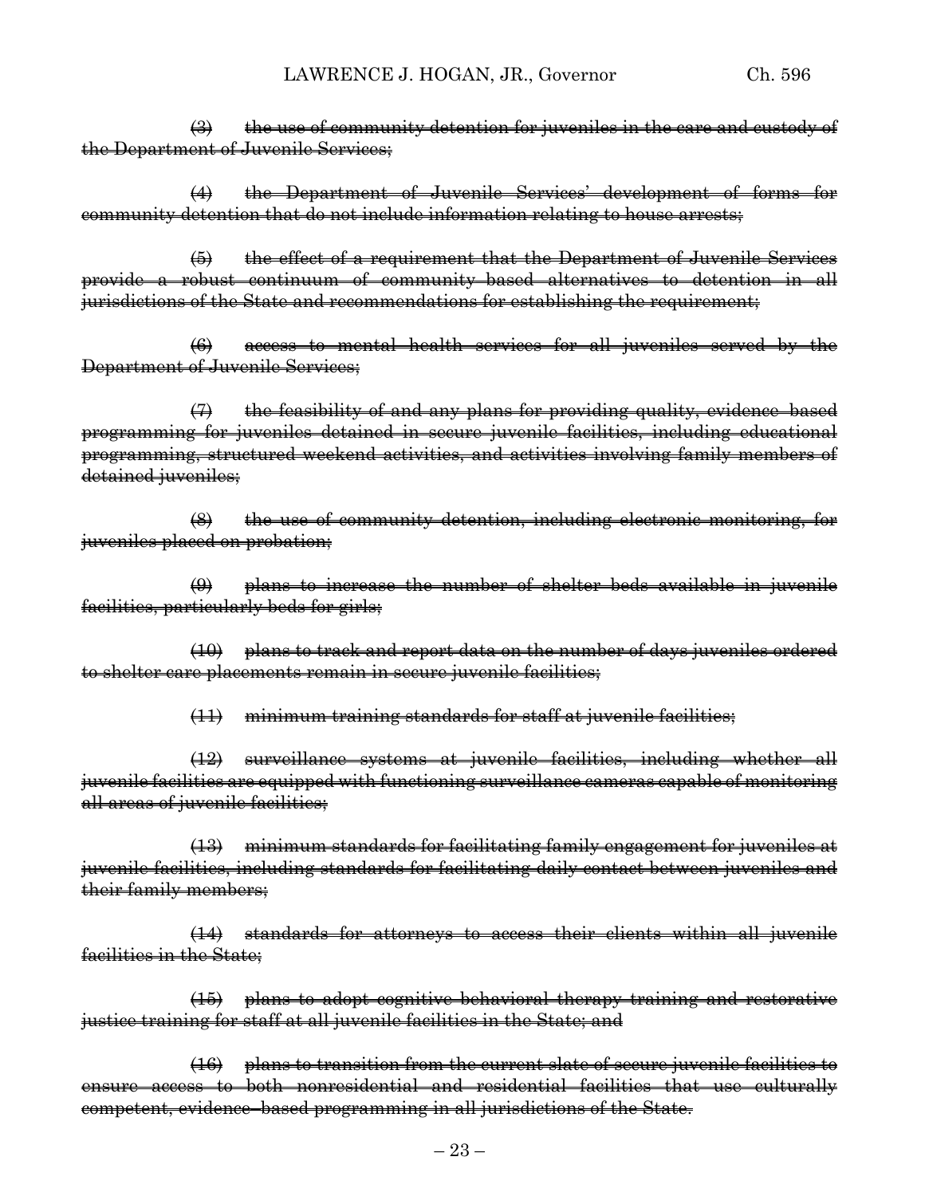~~(3) the use of community detention for juveniles in the care and custody of the Department of Juvenile Services;~~

~~(4) the Department of Juvenile Services' development of forms for community detention that do not include information relating to house arrests;~~

~~(5) the effect of a requirement that the Department of Juvenile Services provide a robust continuum of community based alternatives to detention in all jurisdictions of the State and recommendations for establishing the requirement;~~

~~(6) access to mental health services for all juveniles served by the Department of Juvenile Services;~~

~~(7) the feasibility of and any plans for providing quality, evidence based programming for juveniles detained in secure juvenile facilities, including educational programming, structured weekend activities, and activities involving family members of detained juveniles;~~

~~(8) the use of community detention, including electronic monitoring, for juveniles placed on probation;~~

~~(9) plans to increase the number of shelter beds available in juvenile facilities, particularly beds for girls;~~

~~(10) plans to track and report data on the number of days juveniles ordered to shelter care placements remain in secure juvenile facilities;~~

~~(11) minimum training standards for staff at juvenile facilities;~~

~~(12) surveillance systems at juvenile facilities, including whether all juvenile facilities are equipped with functioning surveillance cameras capable of monitoring all areas of juvenile facilities;~~

~~(13) minimum standards for facilitating family engagement for juveniles at juvenile facilities, including standards for facilitating daily contact between juveniles and their family members;~~

~~(14) standards for attorneys to access their clients within all juvenile facilities in the State;~~

~~(15) plans to adopt cognitive behavioral therapy training and restorative justice training for staff at all juvenile facilities in the State; and~~

~~(16) plans to transition from the current slate of secure juvenile facilities to ensure access to both nonresidential and residential facilities that use culturally competent, evidence–based programming in all jurisdictions of the State.~~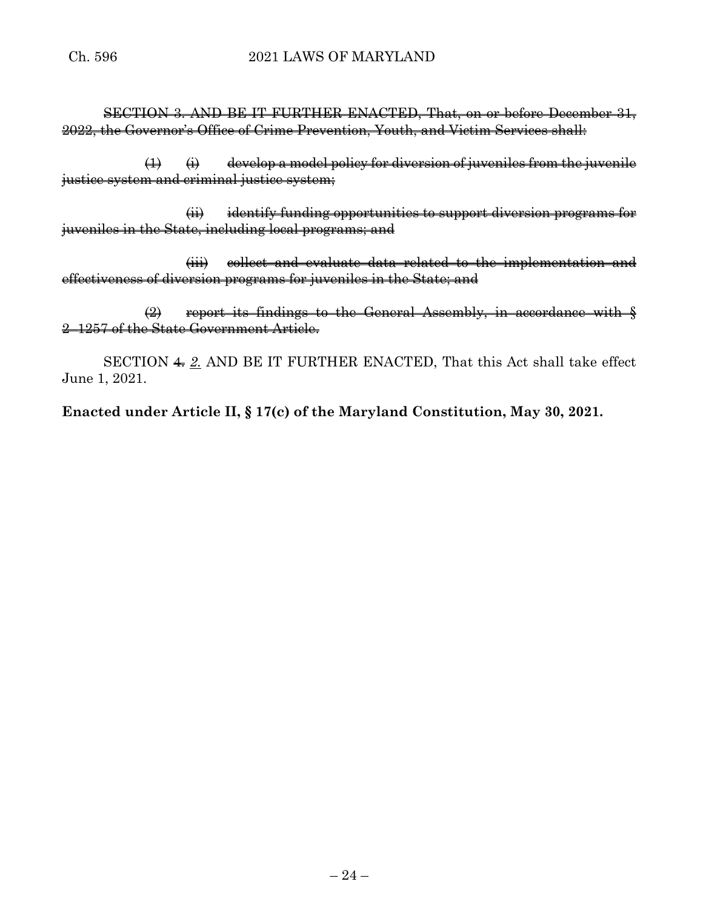~~SECTION 3. AND BE IT FURTHER ENACTED, That, on or before December 31, 2022, the Governor's Office of Crime Prevention, Youth, and Victim Services shall:~~

~~(1) (i) develop a model policy for diversion of juveniles from the juvenile justice system and criminal justice system;~~

~~(ii) identify funding opportunities to support diversion programs for juveniles in the State, including local programs; and~~

~~(iii) collect and evaluate data related to the implementation and effectiveness of diversion programs for juveniles in the State; and~~

~~(2) report its findings to the General Assembly, in accordance with § 2–1257 of the State Government Article.~~

SECTION ~~4.~~ *2.* AND BE IT FURTHER ENACTED, That this Act shall take effect June 1, 2021.

**Enacted under Article II, § 17(c) of the Maryland Constitution, May 30, 2021.**